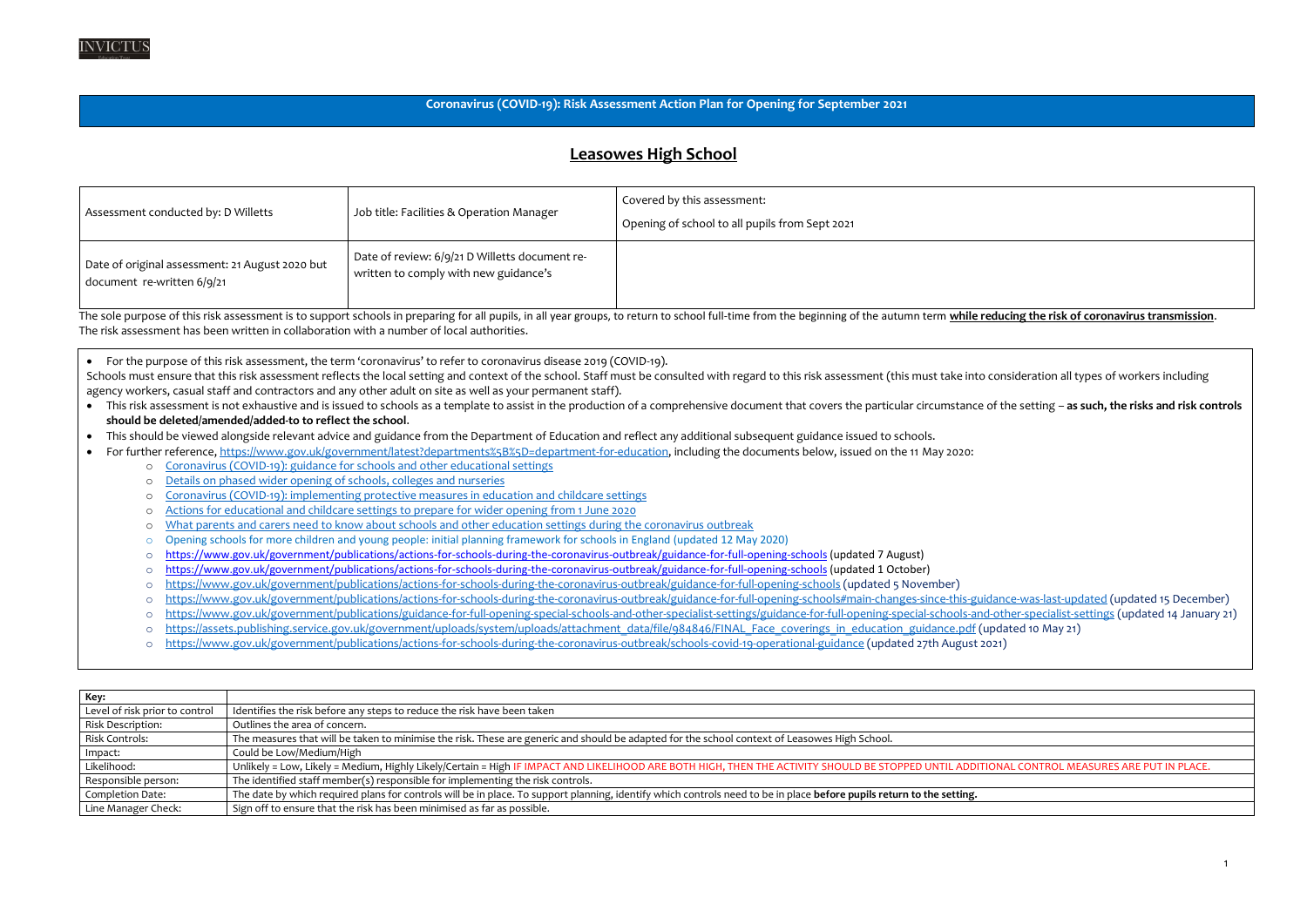INVICTUS

**Coronavirus (COVID-19): Risk Assessment Action Plan for Opening for September 2021**

# Leasowes High School

| Assessment conducted by: D Willetts | Job title: Facilities & Operation Manager | Covered by this assessment:<br><br>Opening of school to all pupils from Sept 2021 |
|---|---|---|
| Date of original assessment: 21 August 2020 but document re-written 6/9/21 | Date of review: 6/9/21 D Willetts document re-written to comply with new guidance's | |

The sole purpose of this risk assessment is to support schools in preparing for all pupils, in all year groups, to return to school full-time from the beginning of the autumn term **while reducing the risk of coronavirus transmission**.
The risk assessment has been written in collaboration with a number of local authorities.

- For the purpose of this risk assessment, the term 'coronavirus' to refer to coronavirus disease 2019 (COVID-19).

Schools must ensure that this risk assessment reflects the local setting and context of the school. Staff must be consulted with regard to this risk assessment (this must take into consideration all types of workers including agency workers, casual staff and contractors and any other adult on site as well as your permanent staff).

- This risk assessment is not exhaustive and is issued to schools as a template to assist in the production of a comprehensive document that covers the particular circumstance of the setting – **as such, the risks and risk controls should be deleted/amended/added-to to reflect the school**.
- This should be viewed alongside relevant advice and guidance from the Department of Education and reflect any additional subsequent guidance issued to schools.
- For further reference, https://www.gov.uk/government/latest?departments%5B%5D=department-for-education, including the documents below, issued on the 11 May 2020:
  - Coronavirus (COVID-19): guidance for schools and other educational settings
  - Details on phased wider opening of schools, colleges and nurseries
  - Coronavirus (COVID-19): implementing protective measures in education and childcare settings
  - Actions for educational and childcare settings to prepare for wider opening from 1 June 2020
  - What parents and carers need to know about schools and other education settings during the coronavirus outbreak
  - Opening schools for more children and young people: initial planning framework for schools in England (updated 12 May 2020)
  - https://www.gov.uk/government/publications/actions-for-schools-during-the-coronavirus-outbreak/guidance-for-full-opening-schools (updated 7 August)
  - https://www.gov.uk/government/publications/actions-for-schools-during-the-coronavirus-outbreak/guidance-for-full-opening-schools (updated 1 October)
  - https://www.gov.uk/government/publications/actions-for-schools-during-the-coronavirus-outbreak/guidance-for-full-opening-schools (updated 5 November)
  - https://www.gov.uk/government/publications/actions-for-schools-during-the-coronavirus-outbreak/guidance-for-full-opening-schools#main-changes-since-this-guidance-was-last-updated (updated 15 December)
  - https://www.gov.uk/government/publications/guidance-for-full-opening-special-schools-and-other-specialist-settings/guidance-for-full-opening-special-schools-and-other-specialist-settings (updated 14 January 21)
  - https://assets.publishing.service.gov.uk/government/uploads/system/uploads/attachment_data/file/984846/FINAL_Face_coverings_in_education_guidance.pdf (updated 10 May 21)
  - https://www.gov.uk/government/publications/actions-for-schools-during-the-coronavirus-outbreak/schools-covid-19-operational-guidance (updated 27th August 2021)

| Key: | |
|---|---|
| Level of risk prior to control | Identifies the risk before any steps to reduce the risk have been taken |
| Risk Description: | Outlines the area of concern. |
| Risk Controls: | The measures that will be taken to minimise the risk. These are generic and should be adapted for the school context of Leasowes High School. |
| Impact: | Could be Low/Medium/High |
| Likelihood: | Unlikely = Low, Likely = Medium, Highly Likely/Certain = High IF IMPACT AND LIKELIHOOD ARE BOTH HIGH, THEN THE ACTIVITY SHOULD BE STOPPED UNTIL ADDITIONAL CONTROL MEASURES ARE PUT IN PLACE. |
| Responsible person: | The identified staff member(s) responsible for implementing the risk controls. |
| Completion Date: | The date by which required plans for controls will be in place. To support planning, identify which controls need to be in place **before pupils return to the setting.** |
| Line Manager Check: | Sign off to ensure that the risk has been minimised as far as possible. |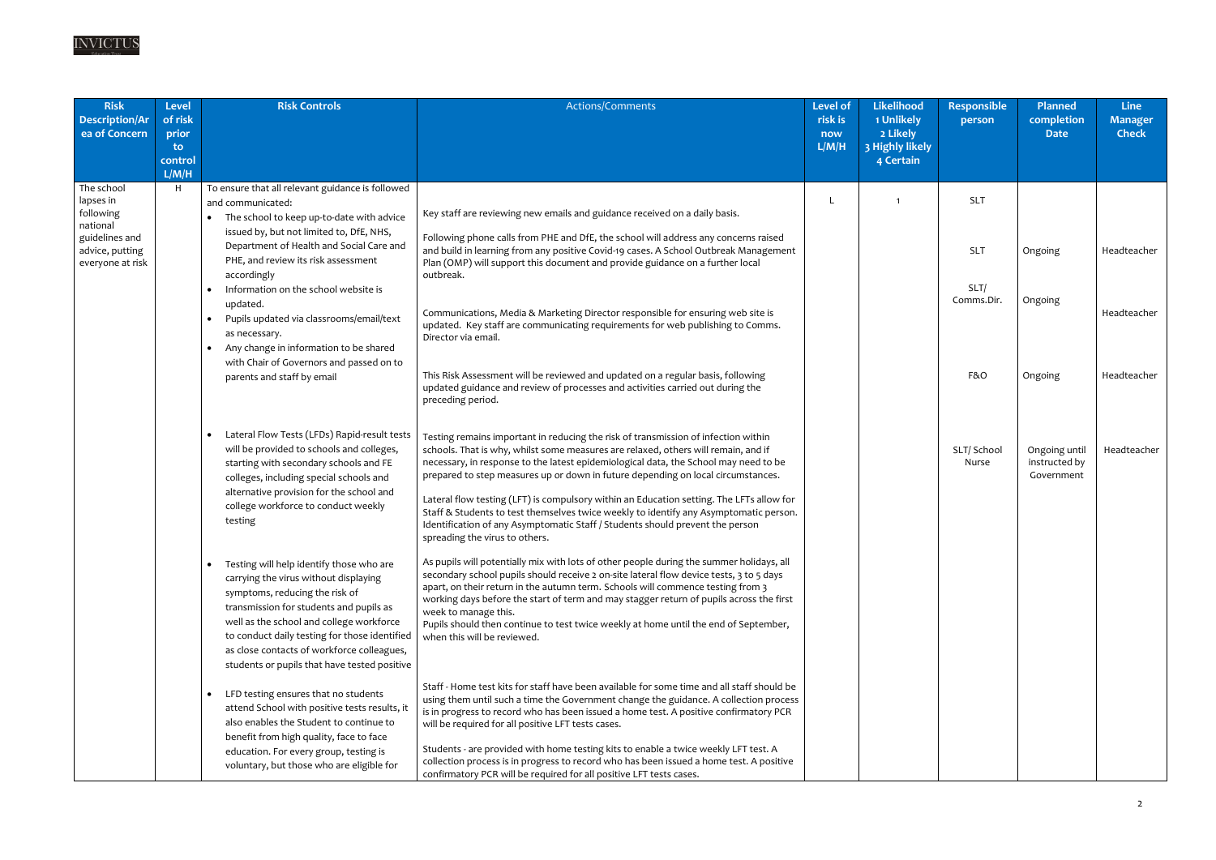| Risk Description/Area of Concern | Level of risk prior to control L/M/H | Risk Controls | Actions/Comments | Level of risk is now L/M/H | Likelihood 1 Unlikely 2 Likely 3 Highly likely 4 Certain | Responsible person | Planned completion Date | Line Manager Check |
|---|---|---|---|---|---|---|---|---|
| The school lapses in following national guidelines and advice, putting everyone at risk | H | To ensure that all relevant guidance is followed and communicated: | | | | | | |
| | | • The school to keep up-to-date with advice issued by, but not limited to, DfE, NHS, Department of Health and Social Care and PHE, and review its risk assessment accordingly | Key staff are reviewing new emails and guidance received on a daily basis. | L | 1 | SLT | | |
| | | | Following phone calls from PHE and DfE, the school will address any concerns raised and build in learning from any positive Covid-19 cases. A School Outbreak Management Plan (OMP) will support this document and provide guidance on a further local outbreak. | | | SLT | Ongoing | Headteacher |
| | | • Information on the school website is updated.<br>• Pupils updated via classrooms/email/text as necessary.<br>• Any change in information to be shared with Chair of Governors and passed on to parents and staff by email | Communications, Media & Marketing Director responsible for ensuring web site is updated. Key staff are communicating requirements for web publishing to Comms. Director via email. | | | SLT/ Comms.Dir. | Ongoing | Headteacher |
| | | | This Risk Assessment will be reviewed and updated on a regular basis, following updated guidance and review of processes and activities carried out during the preceding period. | | | F&O | Ongoing | Headteacher |
| | | • Lateral Flow Tests (LFDs) Rapid-result tests will be provided to schools and colleges, starting with secondary schools and FE colleges, including special schools and alternative provision for the school and college workforce to conduct weekly testing | Testing remains important in reducing the risk of transmission of infection within schools. That is why, whilst some measures are relaxed, others will remain, and if necessary, in response to the latest epidemiological data, the School may need to be prepared to step measures up or down in future depending on local circumstances.<br><br>Lateral flow testing (LFT) is compulsory within an Education setting. The LFTs allow for Staff & Students to test themselves twice weekly to identify any Asymptomatic person. Identification of any Asymptomatic Staff / Students should prevent the person spreading the virus to others. | | | SLT/ School Nurse | Ongoing until instructed by Government | Headteacher |
| | | • Testing will help identify those who are carrying the virus without displaying symptoms, reducing the risk of transmission for students and pupils as well as the school and college workforce to conduct daily testing for those identified as close contacts of workforce colleagues, students or pupils that have tested positive | As pupils will potentially mix with lots of other people during the summer holidays, all secondary school pupils should receive 2 on-site lateral flow device tests, 3 to 5 days apart, on their return in the autumn term. Schools will commence testing from 3 working days before the start of term and may stagger return of pupils across the first week to manage this.<br>Pupils should then continue to test twice weekly at home until the end of September, when this will be reviewed. | | | | | |
| | | • LFD testing ensures that no students attend School with positive tests results, it also enables the Student to continue to benefit from high quality, face to face education. For every group, testing is voluntary, but those who are eligible for | Staff - Home test kits for staff have been available for some time and all staff should be using them until such a time the Government change the guidance. A collection process is in progress to record who has been issued a home test. A positive confirmatory PCR will be required for all positive LFT tests cases.<br><br>Students - are provided with home testing kits to enable a twice weekly LFT test. A collection process is in progress to record who has been issued a home test. A positive confirmatory PCR will be required for all positive LFT tests cases. | | | | | |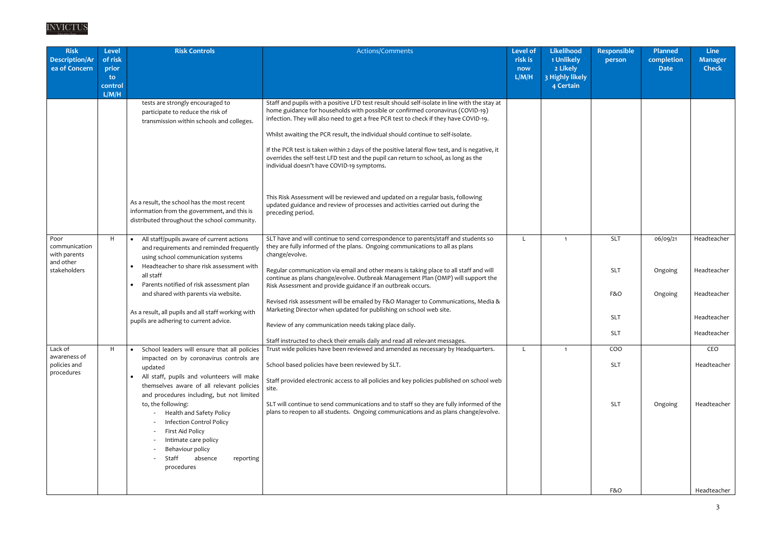| Risk Description/Area of Concern | Level of risk prior to control L/M/H | Risk Controls | Actions/Comments | Level of risk is now L/M/H | Likelihood 1 Unlikely 2 Likely 3 Highly likely 4 Certain | Responsible person | Planned completion Date | Line Manager Check |
|---|---|---|---|---|---|---|---|---|
| | | tests are strongly encouraged to participate to reduce the risk of transmission within schools and colleges.<br><br>As a result, the school has the most recent information from the government, and this is distributed throughout the school community. | Staff and pupils with a positive LFD test result should self-isolate in line with the stay at home guidance for households with possible or confirmed coronavirus (COVID-19) infection. They will also need to get a free PCR test to check if they have COVID-19.<br><br>Whilst awaiting the PCR result, the individual should continue to self-isolate.<br><br>If the PCR test is taken within 2 days of the positive lateral flow test, and is negative, it overrides the self-test LFD test and the pupil can return to school, as long as the individual doesn't have COVID-19 symptoms.<br><br>This Risk Assessment will be reviewed and updated on a regular basis, following updated guidance and review of processes and activities carried out during the preceding period. | | | | | |
| Poor communication with parents and other stakeholders | H | • All staff/pupils aware of current actions and requirements and reminded frequently using school communication systems<br>• Headteacher to share risk assessment with all staff<br>• Parents notified of risk assessment plan and shared with parents via website.<br><br>As a result, all pupils and all staff working with pupils are adhering to current advice. | SLT have and will continue to send correspondence to parents/staff and students so they are fully informed of the plans. Ongoing communications to all as plans change/evolve.<br><br>Regular communication via email and other means is taking place to all staff and will continue as plans change/evolve. Outbreak Management Plan (OMP) will support the Risk Assessment and provide guidance if an outbreak occurs.<br><br>Revised risk assessment will be emailed by F&O Manager to Communications, Media & Marketing Director when updated for publishing on school web site.<br><br>Review of any communication needs taking place daily.<br><br>Staff instructed to check their emails daily and read all relevant messages. | L | 1 | SLT<br><br>SLT<br><br>F&O<br><br>SLT<br><br>SLT | 06/09/21<br><br>Ongoing<br><br>Ongoing | Headteacher<br><br>Headteacher<br><br>Headteacher<br><br>Headteacher<br><br>Headteacher |
| Lack of awareness of policies and procedures | H | • School leaders will ensure that all policies impacted on by coronavirus controls are updated<br>• All staff, pupils and volunteers will make themselves aware of all relevant policies and procedures including, but not limited to, the following:<br>- Health and Safety Policy<br>- Infection Control Policy<br>- First Aid Policy<br>- Intimate care policy<br>- Behaviour policy<br>- Staff absence reporting procedures | Trust wide policies have been reviewed and amended as necessary by Headquarters.<br><br>School based policies have been reviewed by SLT.<br><br>Staff provided electronic access to all policies and key policies published on school web site.<br><br>SLT will continue to send communications and to staff so they are fully informed of the plans to reopen to all students. Ongoing communications and as plans change/evolve. | L | 1 | COO<br><br>SLT<br><br>SLT<br><br>F&O | <br><br><br><br>Ongoing | CEO<br><br>Headteacher<br><br>Headteacher<br><br>Headteacher |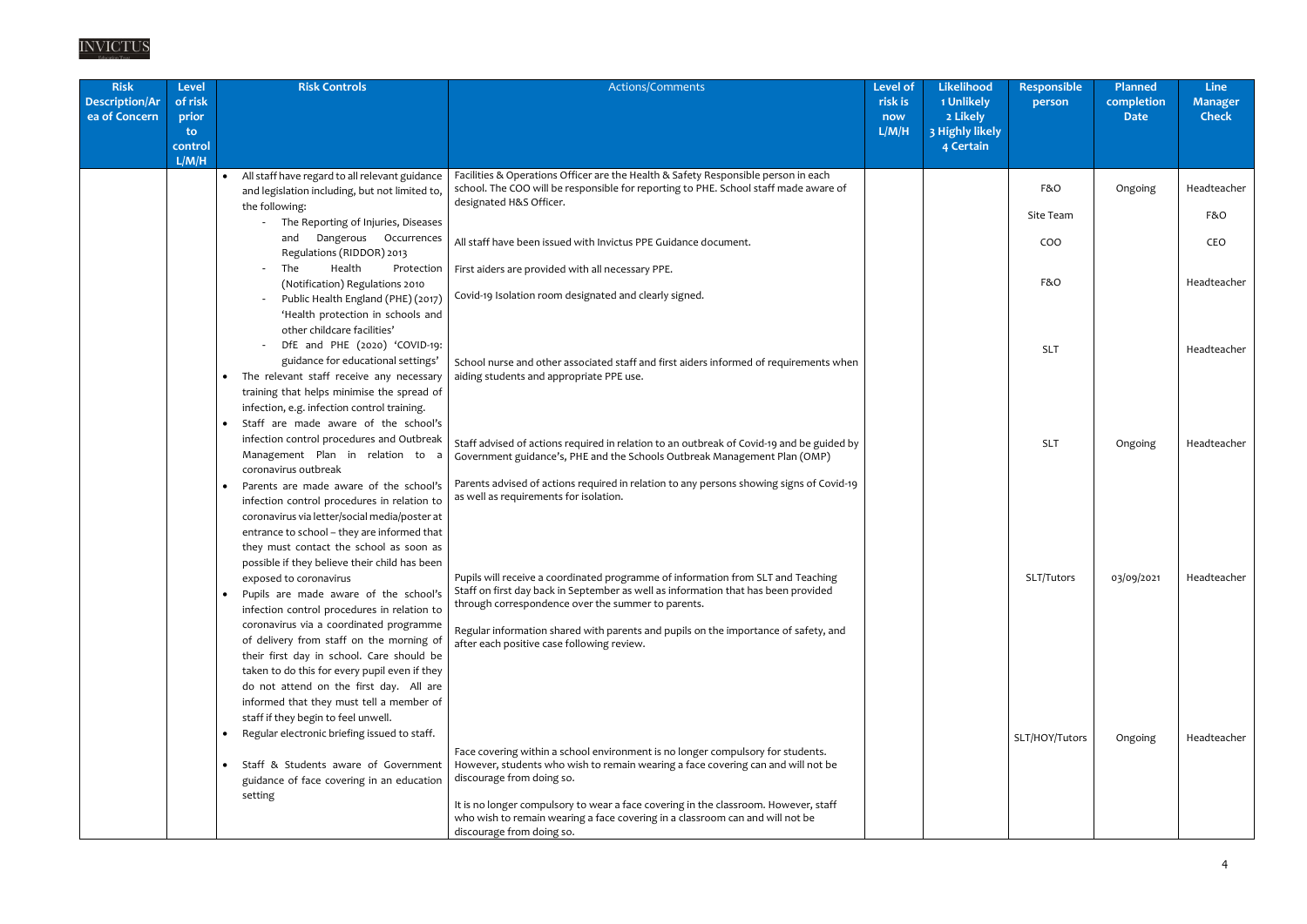| Risk Description/Area of Concern | Level of risk prior to control L/M/H | Risk Controls | Actions/Comments | Level of risk is now L/M/H | Likelihood 1 Unlikely 2 Likely 3 Highly likely 4 Certain | Responsible person | Planned completion Date | Line Manager Check |
|---|---|---|---|---|---|---|---|---|
| | | • All staff have regard to all relevant guidance and legislation including, but not limited to, the following:<br>- The Reporting of Injuries, Diseases and Dangerous Occurrences Regulations (RIDDOR) 2013<br>- The Health Protection (Notification) Regulations 2010<br>- Public Health England (PHE) (2017) 'Health protection in schools and other childcare facilities'<br>- DfE and PHE (2020) 'COVID-19: guidance for educational settings'<br>• The relevant staff receive any necessary training that helps minimise the spread of infection, e.g. infection control training. | Facilities & Operations Officer are the Health & Safety Responsible person in each school. The COO will be responsible for reporting to PHE. School staff made aware of designated H&S Officer. | | | F&O | Ongoing | Headteacher |
| | | | All staff have been issued with Invictus PPE Guidance document. | | | Site Team | | F&O |
| | | | First aiders are provided with all necessary PPE. | | | COO | | CEO |
| | | | Covid-19 Isolation room designated and clearly signed. | | | F&O | | Headteacher |
| | | | School nurse and other associated staff and first aiders informed of requirements when aiding students and appropriate PPE use. | | | SLT | | Headteacher |
| | | • Staff are made aware of the school's infection control procedures and Outbreak Management Plan in relation to a coronavirus outbreak<br>• Parents are made aware of the school's infection control procedures in relation to coronavirus via letter/social media/poster at entrance to school – they are informed that they must contact the school as soon as possible if they believe their child has been exposed to coronavirus | Staff advised of actions required in relation to an outbreak of Covid-19 and be guided by Government guidance's, PHE and the Schools Outbreak Management Plan (OMP)<br><br>Parents advised of actions required in relation to any persons showing signs of Covid-19 as well as requirements for isolation. | | | SLT | Ongoing | Headteacher |
| | | • Pupils are made aware of the school's infection control procedures in relation to coronavirus via a coordinated programme of delivery from staff on the morning of their first day in school. Care should be taken to do this for every pupil even if they do not attend on the first day. All are informed that they must tell a member of staff if they begin to feel unwell. | Pupils will receive a coordinated programme of information from SLT and Teaching Staff on first day back in September as well as information that has been provided through correspondence over the summer to parents.<br><br>Regular information shared with parents and pupils on the importance of safety, and after each positive case following review. | | | SLT/Tutors | 03/09/2021 | Headteacher |
| | | • Regular electronic briefing issued to staff.<br>• Staff & Students aware of Government guidance of face covering in an education setting | Face covering within a school environment is no longer compulsory for students. However, students who wish to remain wearing a face covering can and will not be discourage from doing so.<br><br>It is no longer compulsory to wear a face covering in the classroom. However, staff who wish to remain wearing a face covering in a classroom can and will not be discourage from doing so. | | | SLT/HOY/Tutors | Ongoing | Headteacher |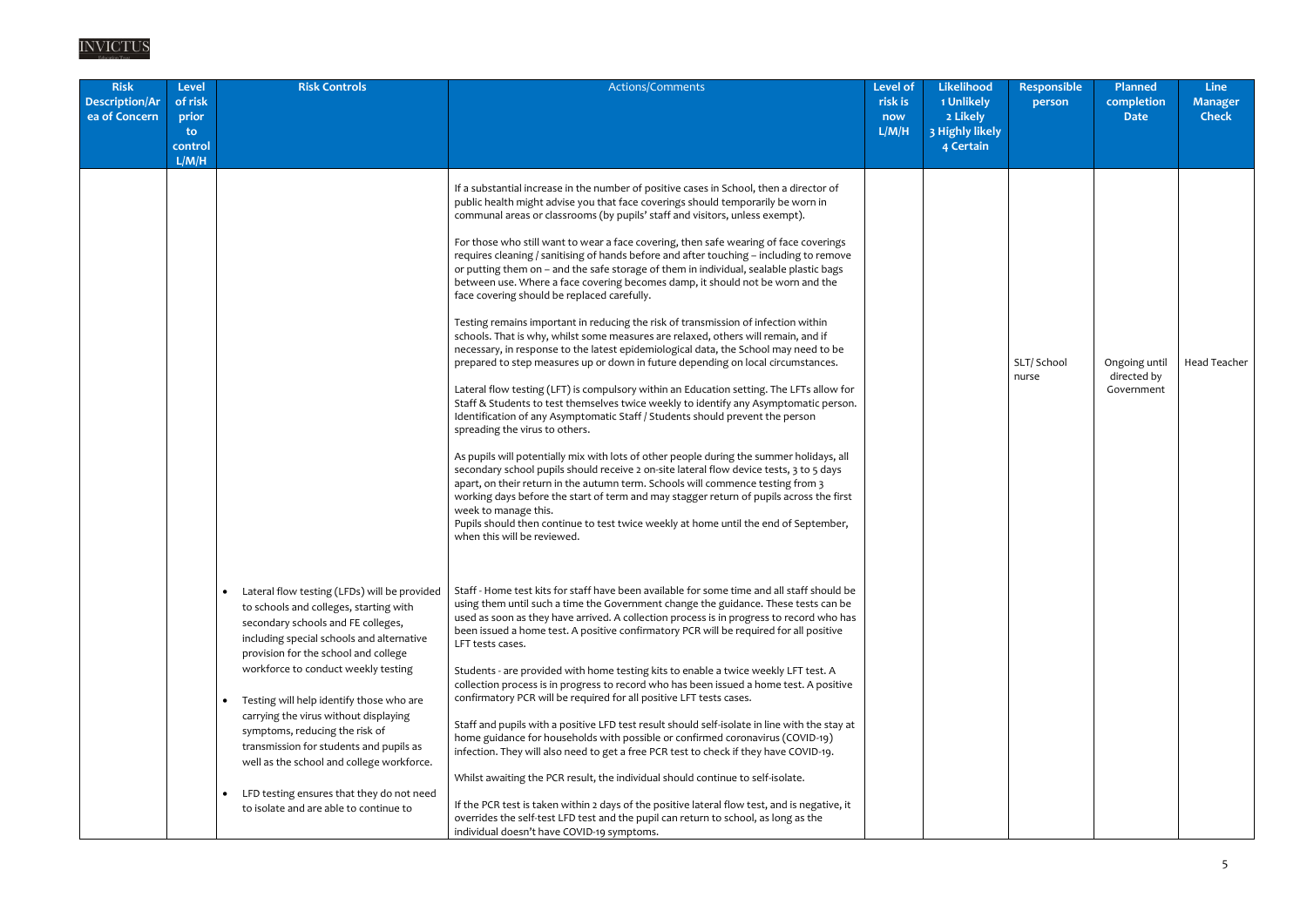| Risk Description/Area of Concern | Level of risk prior to control L/M/H | Risk Controls | Actions/Comments | Level of risk is now L/M/H | Likelihood 1 Unlikely 2 Likely 3 Highly likely 4 Certain | Responsible person | Planned completion Date | Line Manager Check |
|---|---|---|---|---|---|---|---|---|
| | | | If a substantial increase in the number of positive cases in School, then a director of public health might advise you that face coverings should temporarily be worn in communal areas or classrooms (by pupils' staff and visitors, unless exempt).<br><br>For those who still want to wear a face covering, then safe wearing of face coverings requires cleaning / sanitising of hands before and after touching – including to remove or putting them on – and the safe storage of them in individual, sealable plastic bags between use. Where a face covering becomes damp, it should not be worn and the face covering should be replaced carefully.<br><br>Testing remains important in reducing the risk of transmission of infection within schools. That is why, whilst some measures are relaxed, others will remain, and if necessary, in response to the latest epidemiological data, the School may need to be prepared to step measures up or down in future depending on local circumstances.<br><br>Lateral flow testing (LFT) is compulsory within an Education setting. The LFTs allow for Staff & Students to test themselves twice weekly to identify any Asymptomatic person. Identification of any Asymptomatic Staff / Students should prevent the person spreading the virus to others.<br><br>As pupils will potentially mix with lots of other people during the summer holidays, all secondary school pupils should receive 2 on-site lateral flow device tests, 3 to 5 days apart, on their return in the autumn term. Schools will commence testing from 3 working days before the start of term and may stagger return of pupils across the first week to manage this.<br>Pupils should then continue to test twice weekly at home until the end of September, when this will be reviewed. | | | SLT/ School nurse | Ongoing until directed by Government | Head Teacher |
| | | • Lateral flow testing (LFDs) will be provided to schools and colleges, starting with secondary schools and FE colleges, including special schools and alternative provision for the school and college workforce to conduct weekly testing<br>• Testing will help identify those who are carrying the virus without displaying symptoms, reducing the risk of transmission for students and pupils as well as the school and college workforce.<br>• LFD testing ensures that they do not need to isolate and are able to continue to | Staff - Home test kits for staff have been available for some time and all staff should be using them until such a time the Government change the guidance. These tests can be used as soon as they have arrived. A collection process is in progress to record who has been issued a home test. A positive confirmatory PCR will be required for all positive LFT tests cases.<br><br>Students - are provided with home testing kits to enable a twice weekly LFT test. A collection process is in progress to record who has been issued a home test. A positive confirmatory PCR will be required for all positive LFT tests cases.<br><br>Staff and pupils with a positive LFD test result should self-isolate in line with the stay at home guidance for households with possible or confirmed coronavirus (COVID-19) infection. They will also need to get a free PCR test to check if they have COVID-19.<br><br>Whilst awaiting the PCR result, the individual should continue to self-isolate.<br><br>If the PCR test is taken within 2 days of the positive lateral flow test, and is negative, it overrides the self-test LFD test and the pupil can return to school, as long as the individual doesn't have COVID-19 symptoms. | | | | | |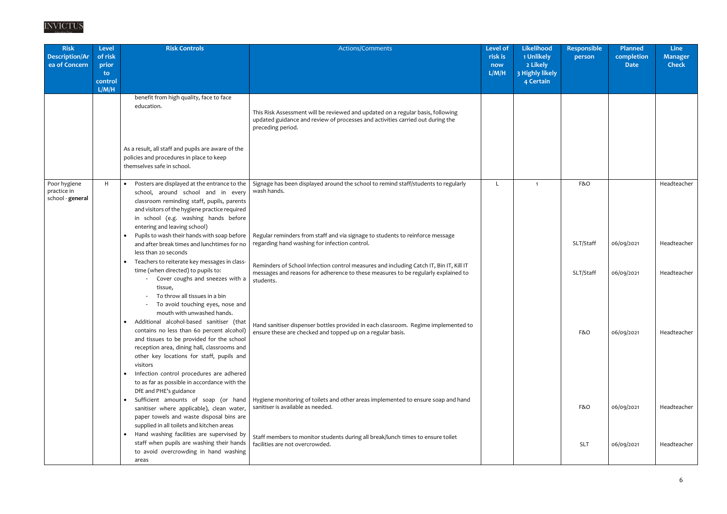| Risk Description/Area of Concern | Level of risk prior to control L/M/H | Risk Controls | Actions/Comments | Level of risk is now L/M/H | Likelihood 1 Unlikely 2 Likely 3 Highly likely 4 Certain | Responsible person | Planned completion Date | Line Manager Check |
|---|---|---|---|---|---|---|---|---|
| | | benefit from high quality, face to face education.<br><br>As a result, all staff and pupils are aware of the policies and procedures in place to keep themselves safe in school. | This Risk Assessment will be reviewed and updated on a regular basis, following updated guidance and review of processes and activities carried out during the preceding period. | | | | | |
| Poor hygiene practice in school - **general** | H | • Posters are displayed at the entrance to the school, around school and in every classroom reminding staff, pupils, parents and visitors of the hygiene practice required in school (e.g. washing hands before entering and leaving school) | Signage has been displayed around the school to remind staff/students to regularly wash hands. | L | 1 | F&O | | Headteacher |
| | | • Pupils to wash their hands with soap before and after break times and lunchtimes for no less than 20 seconds | Regular reminders from staff and via signage to students to reinforce message regarding hand washing for infection control. | | | SLT/Staff | 06/09/2021 | Headteacher |
| | | • Teachers to reiterate key messages in class-time (when directed) to pupils to:<br>- Cover coughs and sneezes with a tissue,<br>- To throw all tissues in a bin<br>- To avoid touching eyes, nose and mouth with unwashed hands. | Reminders of School Infection control measures and including Catch IT, Bin IT, Kill IT messages and reasons for adherence to these measures to be regularly explained to students. | | | SLT/Staff | 06/09/2021 | Headteacher |
| | | • Additional alcohol-based sanitiser (that contains no less than 60 percent alcohol) and tissues to be provided for the school reception area, dining hall, classrooms and other key locations for staff, pupils and visitors | Hand sanitiser dispenser bottles provided in each classroom. Regime implemented to ensure these are checked and topped up on a regular basis. | | | F&O | 06/09/2021 | Headteacher |
| | | • Infection control procedures are adhered to as far as possible in accordance with the DfE and PHE's guidance | | | | | | |
| | | • Sufficient amounts of soap (or hand sanitiser where applicable), clean water, paper towels and waste disposal bins are supplied in all toilets and kitchen areas | Hygiene monitoring of toilets and other areas implemented to ensure soap and hand sanitiser is available as needed. | | | F&O | 06/09/2021 | Headteacher |
| | | • Hand washing facilities are supervised by staff when pupils are washing their hands to avoid overcrowding in hand washing areas | Staff members to monitor students during all break/lunch times to ensure toilet facilities are not overcrowded. | | | SLT | 06/09/2021 | Headteacher |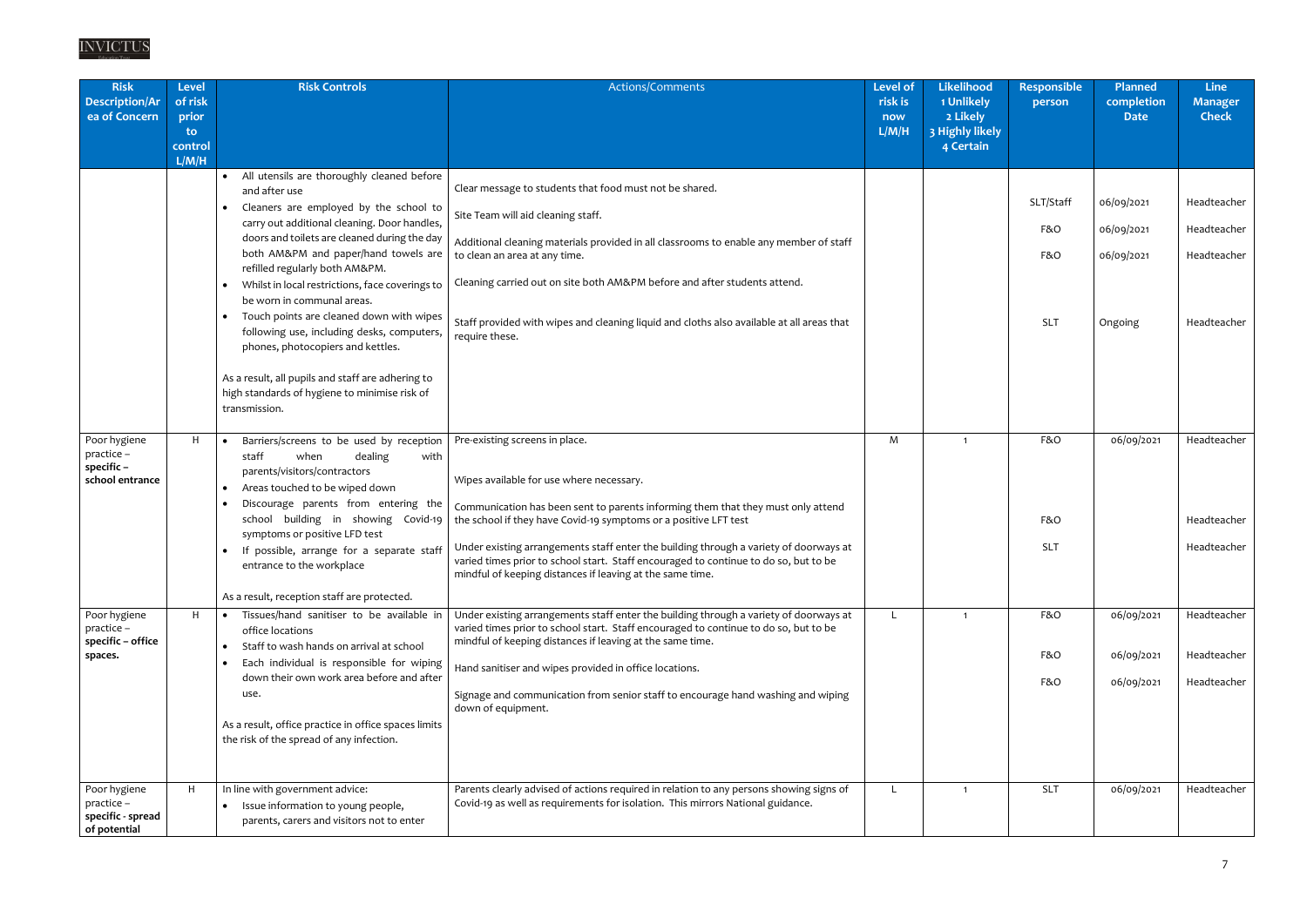| Risk Description/Area of Concern | Level of risk prior to control L/M/H | Risk Controls | Actions/Comments | Level of risk is now L/M/H | Likelihood 1 Unlikely 2 Likely 3 Highly likely 4 Certain | Responsible person | Planned completion Date | Line Manager Check |
|---|---|---|---|---|---|---|---|---|
| | | • All utensils are thoroughly cleaned before and after use<br>• Cleaners are employed by the school to carry out additional cleaning. Door handles, doors and toilets are cleaned during the day both AM&PM and paper/hand towels are refilled regularly both AM&PM.<br>• Whilst in local restrictions, face coverings to be worn in communal areas.<br>• Touch points are cleaned down with wipes following use, including desks, computers, phones, photocopiers and kettles.<br><br>As a result, all pupils and staff are adhering to high standards of hygiene to minimise risk of transmission. | Clear message to students that food must not be shared.<br><br>Site Team will aid cleaning staff.<br><br>Additional cleaning materials provided in all classrooms to enable any member of staff to clean an area at any time.<br><br>Cleaning carried out on site both AM&PM before and after students attend.<br><br>Staff provided with wipes and cleaning liquid and cloths also available at all areas that require these. | | | SLT/Staff<br><br>F&O<br><br>F&O<br><br>SLT | 06/09/2021<br><br>06/09/2021<br><br>06/09/2021<br><br>Ongoing | Headteacher<br><br>Headteacher<br><br>Headteacher<br><br>Headteacher |
| Poor hygiene practice – specific – **school entrance** | H | • Barriers/screens to be used by reception staff when dealing with parents/visitors/contractors<br>• Areas touched to be wiped down<br>• Discourage parents from entering the school building in showing Covid-19 symptoms or positive LFD test<br>• If possible, arrange for a separate staff entrance to the workplace<br><br>As a result, reception staff are protected. | Pre-existing screens in place.<br><br>Wipes available for use where necessary.<br><br>Communication has been sent to parents informing them that they must only attend the school if they have Covid-19 symptoms or a positive LFT test<br><br>Under existing arrangements staff enter the building through a variety of doorways at varied times prior to school start. Staff encouraged to continue to do so, but to be mindful of keeping distances if leaving at the same time. | M | 1 | F&O<br><br>F&O<br><br>SLT | 06/09/2021 | Headteacher<br><br>Headteacher<br><br>Headteacher |
| Poor hygiene practice – **specific – office spaces.** | H | • Tissues/hand sanitiser to be available in office locations<br>• Staff to wash hands on arrival at school<br>• Each individual is responsible for wiping down their own work area before and after use.<br><br>As a result, office practice in office spaces limits the risk of the spread of any infection. | Under existing arrangements staff enter the building through a variety of doorways at varied times prior to school start. Staff encouraged to continue to do so, but to be mindful of keeping distances if leaving at the same time.<br><br>Hand sanitiser and wipes provided in office locations.<br><br>Signage and communication from senior staff to encourage hand washing and wiping down of equipment. | L | 1 | F&O<br><br>F&O<br><br>F&O | 06/09/2021<br><br>06/09/2021<br><br>06/09/2021 | Headteacher<br><br>Headteacher<br><br>Headteacher |
| Poor hygiene practice – **specific - spread of potential** | H | In line with government advice:<br>• Issue information to young people, parents, carers and visitors not to enter | Parents clearly advised of actions required in relation to any persons showing signs of Covid-19 as well as requirements for isolation. This mirrors National guidance. | L | 1 | SLT | 06/09/2021 | Headteacher |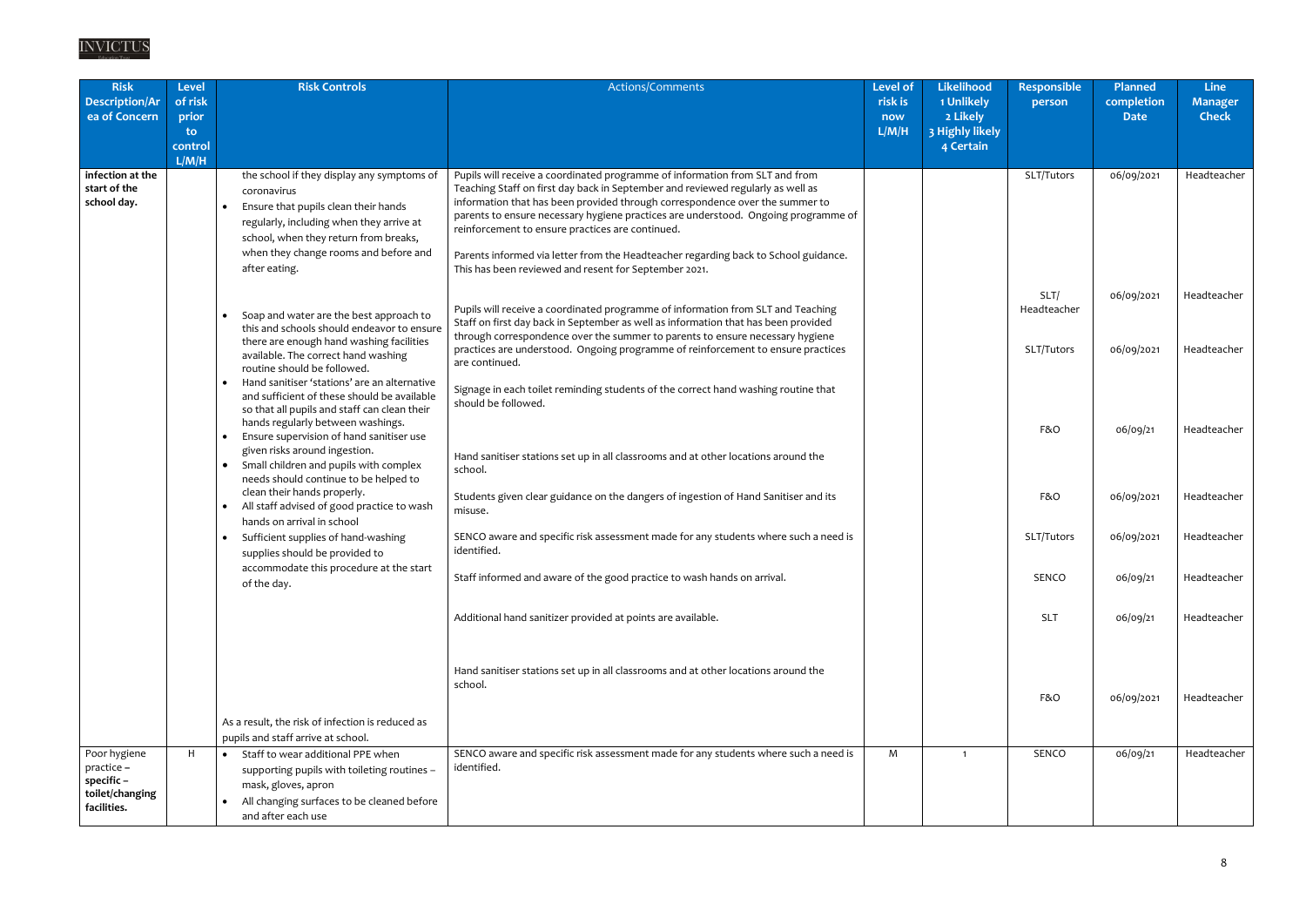| Risk Description/Area of Concern | Level of risk prior to control L/M/H | Risk Controls | Actions/Comments | Level of risk is now L/M/H | Likelihood 1 Unlikely 2 Likely 3 Highly likely 4 Certain | Responsible person | Planned completion Date | Line Manager Check |
|---|---|---|---|---|---|---|---|---|
| **infection at the start of the school day.** | | the school if they display any symptoms of coronavirus<br>• Ensure that pupils clean their hands regularly, including when they arrive at school, when they return from breaks, when they change rooms and before and after eating. | Pupils will receive a coordinated programme of information from SLT and from Teaching Staff on first day back in September and reviewed regularly as well as information that has been provided through correspondence over the summer to parents to ensure necessary hygiene practices are understood. Ongoing programme of reinforcement to ensure practices are continued.<br><br>Parents informed via letter from the Headteacher regarding back to School guidance. This has been reviewed and resent for September 2021. | | | SLT/Tutors | 06/09/2021 | Headteacher |
| | | | | | | SLT/ Headteacher | 06/09/2021 | Headteacher |
| | | • Soap and water are the best approach to this and schools should endeavor to ensure there are enough hand washing facilities available. The correct hand washing routine should be followed.<br>• Hand sanitiser 'stations' are an alternative and sufficient of these should be available so that all pupils and staff can clean their hands regularly between washings.<br>• Ensure supervision of hand sanitiser use given risks around ingestion.<br>• Small children and pupils with complex needs should continue to be helped to clean their hands properly.<br>• All staff advised of good practice to wash hands on arrival in school<br>• Sufficient supplies of hand-washing supplies should be provided to accommodate this procedure at the start of the day.<br><br>As a result, the risk of infection is reduced as pupils and staff arrive at school. | Pupils will receive a coordinated programme of information from SLT and Teaching Staff on first day back in September as well as information that has been provided through correspondence over the summer to parents to ensure necessary hygiene practices are understood. Ongoing programme of reinforcement to ensure practices are continued. | | | SLT/Tutors | 06/09/2021 | Headteacher |
| | | | Signage in each toilet reminding students of the correct hand washing routine that should be followed. | | | F&O | 06/09/21 | Headteacher |
| | | | Hand sanitiser stations set up in all classrooms and at other locations around the school. | | | F&O | 06/09/2021 | Headteacher |
| | | | Students given clear guidance on the dangers of ingestion of Hand Sanitiser and its misuse. | | | SLT/Tutors | 06/09/2021 | Headteacher |
| | | | SENCO aware and specific risk assessment made for any students where such a need is identified. | | | SENCO | 06/09/21 | Headteacher |
| | | | Staff informed and aware of the good practice to wash hands on arrival. | | | SLT | 06/09/21 | Headteacher |
| | | | Additional hand sanitizer provided at points are available. | | | | | |
| | | | Hand sanitiser stations set up in all classrooms and at other locations around the school. | | | F&O | 06/09/2021 | Headteacher |
| Poor hygiene practice – **specific – toilet/changing facilities.** | H | • Staff to wear additional PPE when supporting pupils with toileting routines – mask, gloves, apron<br>• All changing surfaces to be cleaned before and after each use | SENCO aware and specific risk assessment made for any students where such a need is identified. | M | 1 | SENCO | 06/09/21 | Headteacher |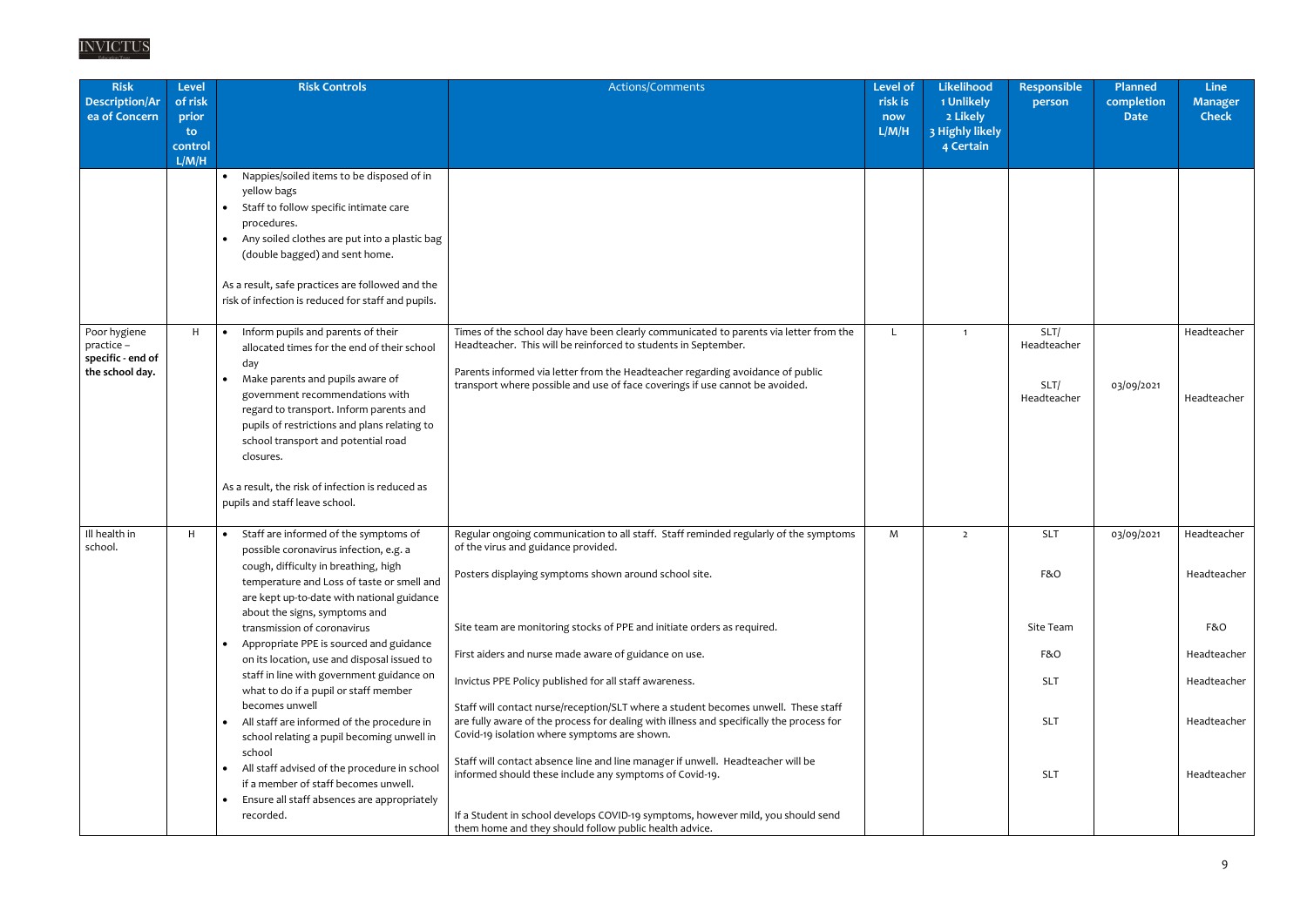| Risk Description/Area of Concern | Level of risk prior to control L/M/H | Risk Controls | Actions/Comments | Level of risk is now L/M/H | Likelihood 1 Unlikely 2 Likely 3 Highly likely 4 Certain | Responsible person | Planned completion Date | Line Manager Check |
|---|---|---|---|---|---|---|---|---|
| | | • Nappies/soiled items to be disposed of in yellow bags<br>• Staff to follow specific intimate care procedures.<br>• Any soiled clothes are put into a plastic bag (double bagged) and sent home.<br><br>As a result, safe practices are followed and the risk of infection is reduced for staff and pupils. | | | | | | |
| Poor hygiene practice – **specific - end of the school day.** | H | • Inform pupils and parents of their allocated times for the end of their school day<br>• Make parents and pupils aware of government recommendations with regard to transport. Inform parents and pupils of restrictions and plans relating to school transport and potential road closures.<br><br>As a result, the risk of infection is reduced as pupils and staff leave school. | Times of the school day have been clearly communicated to parents via letter from the Headteacher. This will be reinforced to students in September.<br><br>Parents informed via letter from the Headteacher regarding avoidance of public transport where possible and use of face coverings if use cannot be avoided. | L | 1 | SLT/ Headteacher<br><br>SLT/ Headteacher | <br><br>03/09/2021 | Headteacher<br><br>Headteacher |
| Ill health in school. | H | • Staff are informed of the symptoms of possible coronavirus infection, e.g. a cough, difficulty in breathing, high temperature and Loss of taste or smell and are kept up-to-date with national guidance about the signs, symptoms and transmission of coronavirus<br>• Appropriate PPE is sourced and guidance on its location, use and disposal issued to staff in line with government guidance on what to do if a pupil or staff member becomes unwell<br>• All staff are informed of the procedure in school relating a pupil becoming unwell in school<br>• All staff advised of the procedure in school if a member of staff becomes unwell.<br>• Ensure all staff absences are appropriately recorded. | Regular ongoing communication to all staff. Staff reminded regularly of the symptoms of the virus and guidance provided.<br><br>Posters displaying symptoms shown around school site.<br><br>Site team are monitoring stocks of PPE and initiate orders as required.<br><br>First aiders and nurse made aware of guidance on use.<br><br>Invictus PPE Policy published for all staff awareness.<br><br>Staff will contact nurse/reception/SLT where a student becomes unwell. These staff are fully aware of the process for dealing with illness and specifically the process for Covid-19 isolation where symptoms are shown.<br><br>Staff will contact absence line and line manager if unwell. Headteacher will be informed should these include any symptoms of Covid-19.<br><br>If a Student in school develops COVID-19 symptoms, however mild, you should send them home and they should follow public health advice. | M | 2 | SLT<br><br>F&O<br><br>Site Team<br><br>F&O<br><br>SLT<br><br>SLT<br><br>SLT | 03/09/2021 | Headteacher<br><br>Headteacher<br><br>F&O<br><br>Headteacher<br><br>Headteacher<br><br>Headteacher<br><br>Headteacher |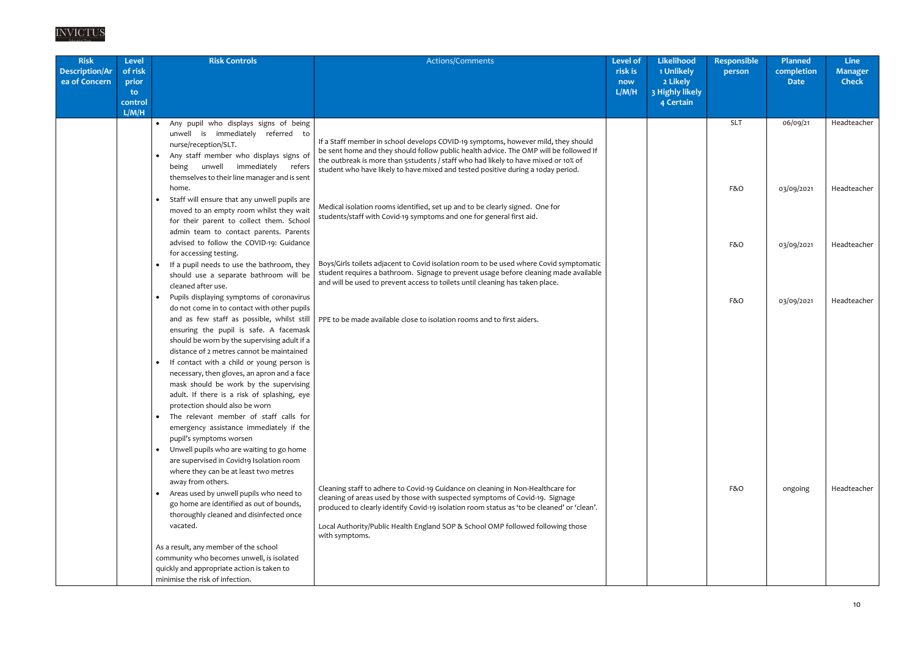| Risk Description/Area of Concern | Level of risk prior to control L/M/H | Risk Controls | Actions/Comments | Level of risk is now L/M/H | Likelihood 1 Unlikely 2 Likely 3 Highly likely 4 Certain | Responsible person | Planned completion Date | Line Manager Check |
|---|---|---|---|---|---|---|---|---|
| | | • Any pupil who displays signs of being unwell is immediately referred to nurse/reception/SLT.<br>• Any staff member who displays signs of being unwell immediately refers themselves to their line manager and is sent home. | If a Staff member in school develops COVID-19 symptoms, however mild, they should be sent home and they should follow public health advice. The OMP will be followed If the outbreak is more than 5students / staff who had likely to have mixed or 10% of student who have likely to have mixed and tested positive during a 10day period. | | | SLT | 06/09/21 | Headteacher |
| | | • Staff will ensure that any unwell pupils are moved to an empty room whilst they wait for their parent to collect them. School admin team to contact parents. Parents advised to follow the COVID-19: Guidance for accessing testing. | Medical isolation rooms identified, set up and to be clearly signed. One for students/staff with Covid-19 symptoms and one for general first aid. | | | F&O | 03/09/2021 | Headteacher |
| | | • If a pupil needs to use the bathroom, they should use a separate bathroom will be cleaned after use. | Boys/Girls toilets adjacent to Covid isolation room to be used where Covid symptomatic student requires a bathroom. Signage to prevent usage before cleaning made available and will be used to prevent access to toilets until cleaning has taken place. | | | F&O | 03/09/2021 | Headteacher |
| | | • Pupils displaying symptoms of coronavirus do not come in to contact with other pupils and as few staff as possible, whilst still ensuring the pupil is safe. A facemask should be worn by the supervising adult if a distance of 2 metres cannot be maintained<br>• If contact with a child or young person is necessary, then gloves, an apron and a face mask should be work by the supervising adult. If there is a risk of splashing, eye protection should also be worn<br>• The relevant member of staff calls for emergency assistance immediately if the pupil's symptoms worsen<br>• Unwell pupils who are waiting to go home are supervised in Covid19 Isolation room where they can be at least two metres away from others. | PPE to be made available close to isolation rooms and to first aiders. | | | F&O | 03/09/2021 | Headteacher |
| | | • Areas used by unwell pupils who need to go home are identified as out of bounds, thoroughly cleaned and disinfected once vacated.<br><br>As a result, any member of the school community who becomes unwell, is isolated quickly and appropriate action is taken to minimise the risk of infection. | Cleaning staff to adhere to Covid-19 Guidance on cleaning in Non-Healthcare for cleaning of areas used by those with suspected symptoms of Covid-19. Signage produced to clearly identify Covid-19 isolation room status as 'to be cleaned' or 'clean'.<br><br>Local Authority/Public Health England SOP & School OMP followed following those with symptoms. | | | F&O | ongoing | Headteacher |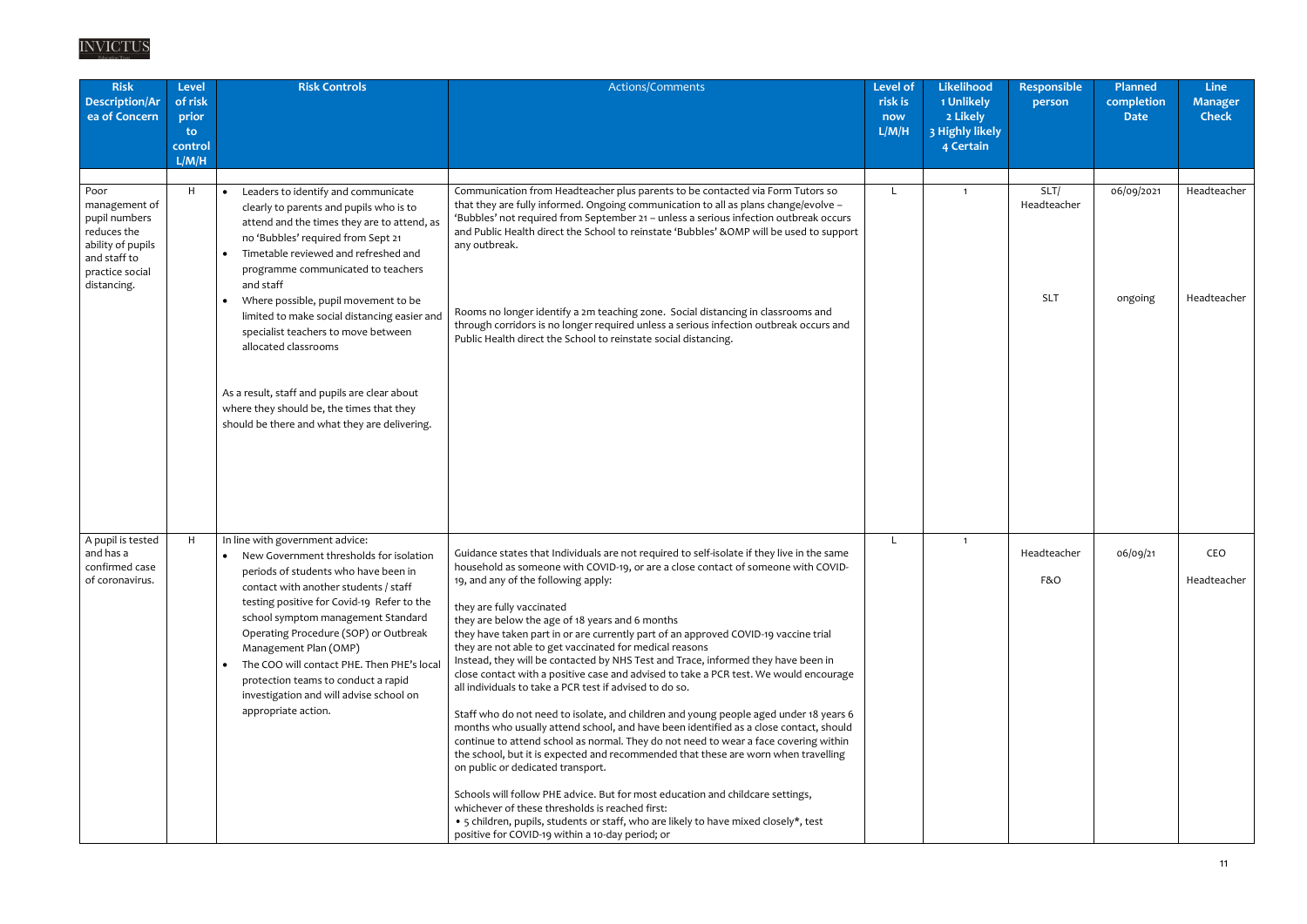| Risk Description/Area of Concern | Level of risk prior to control L/M/H | Risk Controls | Actions/Comments | Level of risk is now L/M/H | Likelihood 1 Unlikely 2 Likely 3 Highly likely 4 Certain | Responsible person | Planned completion Date | Line Manager Check |
|---|---|---|---|---|---|---|---|---|
| Poor management of pupil numbers reduces the ability of pupils and staff to practice social distancing. | H | • Leaders to identify and communicate clearly to parents and pupils who is to attend and the times they are to attend, as no 'Bubbles' required from Sept 21<br>• Timetable reviewed and refreshed and programme communicated to teachers and staff<br>• Where possible, pupil movement to be limited to make social distancing easier and specialist teachers to move between allocated classrooms<br><br>As a result, staff and pupils are clear about where they should be, the times that they should be there and what they are delivering. | Communication from Headteacher plus parents to be contacted via Form Tutors so that they are fully informed. Ongoing communication to all as plans change/evolve – 'Bubbles' not required from September 21 – unless a serious infection outbreak occurs and Public Health direct the School to reinstate 'Bubbles' &OMP will be used to support any outbreak.<br><br>Rooms no longer identify a 2m teaching zone. Social distancing in classrooms and through corridors is no longer required unless a serious infection outbreak occurs and Public Health direct the School to reinstate social distancing. | L | 1 | SLT/ Headteacher<br><br>SLT | 06/09/2021<br><br>ongoing | Headteacher<br><br>Headteacher |
| A pupil is tested and has a confirmed case of coronavirus. | H | In line with government advice:<br>• New Government thresholds for isolation periods of students who have been in contact with another students / staff testing positive for Covid-19 Refer to the school symptom management Standard Operating Procedure (SOP) or Outbreak Management Plan (OMP)<br>• The COO will contact PHE. Then PHE's local protection teams to conduct a rapid investigation and will advise school on appropriate action. | Guidance states that Individuals are not required to self-isolate if they live in the same household as someone with COVID-19, or are a close contact of someone with COVID-19, and any of the following apply:<br><br>they are fully vaccinated<br>they are below the age of 18 years and 6 months<br>they have taken part in or are currently part of an approved COVID-19 vaccine trial<br>they are not able to get vaccinated for medical reasons<br>Instead, they will be contacted by NHS Test and Trace, informed they have been in close contact with a positive case and advised to take a PCR test. We would encourage all individuals to take a PCR test if advised to do so.<br><br>Staff who do not need to isolate, and children and young people aged under 18 years 6 months who usually attend school, and have been identified as a close contact, should continue to attend school as normal. They do not need to wear a face covering within the school, but it is expected and recommended that these are worn when travelling on public or dedicated transport.<br><br>Schools will follow PHE advice. But for most education and childcare settings, whichever of these thresholds is reached first:<br>• 5 children, pupils, students or staff, who are likely to have mixed closely*, test positive for COVID-19 within a 10-day period; or | L | 1 | Headteacher<br><br>F&O | 06/09/21 | CEO<br><br>Headteacher |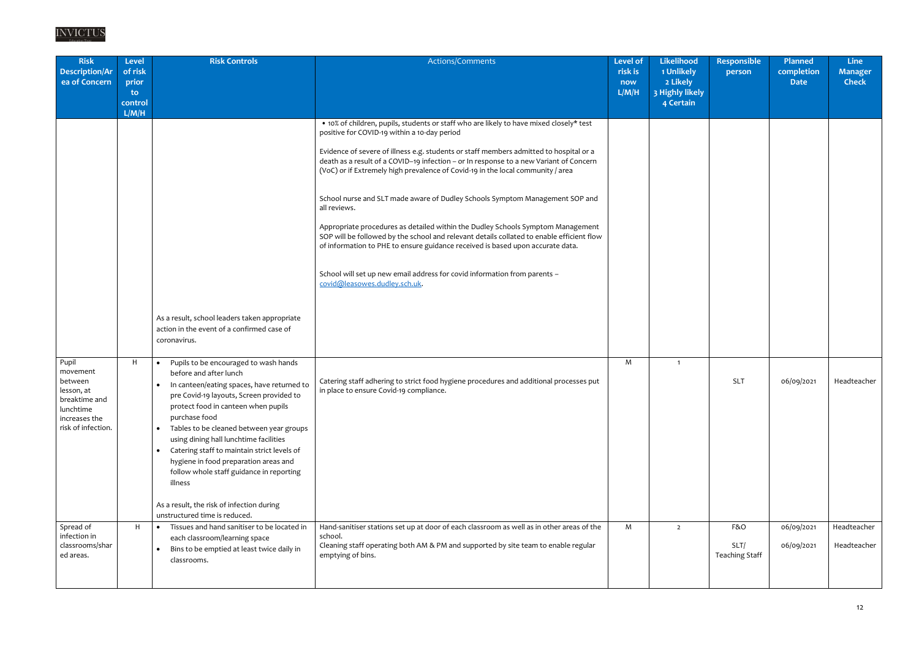| Risk Description/Area of Concern | Level of risk prior to control L/M/H | Risk Controls | Actions/Comments | Level of risk is now L/M/H | Likelihood 1 Unlikely 2 Likely 3 Highly likely 4 Certain | Responsible person | Planned completion Date | Line Manager Check |
|---|---|---|---|---|---|---|---|---|
| | | As a result, school leaders taken appropriate action in the event of a confirmed case of coronavirus. | • 10% of children, pupils, students or staff who are likely to have mixed closely* test positive for COVID-19 within a 10-day period<br><br>Evidence of severe of illness e.g. students or staff members admitted to hospital or a death as a result of a COVID–19 infection – or In response to a new Variant of Concern (VoC) or if Extremely high prevalence of Covid-19 in the local community / area<br><br>School nurse and SLT made aware of Dudley Schools Symptom Management SOP and all reviews.<br><br>Appropriate procedures as detailed within the Dudley Schools Symptom Management SOP will be followed by the school and relevant details collated to enable efficient flow of information to PHE to ensure guidance received is based upon accurate data.<br><br>School will set up new email address for covid information from parents – covid@leasowes.dudley.sch.uk. | | | | | |
| Pupil movement between lesson, at breaktime and lunchtime increases the risk of infection. | H | • Pupils to be encouraged to wash hands before and after lunch<br>• In canteen/eating spaces, have returned to pre Covid-19 layouts, Screen provided to protect food in canteen when pupils purchase food<br>• Tables to be cleaned between year groups using dining hall lunchtime facilities<br>• Catering staff to maintain strict levels of hygiene in food preparation areas and follow whole staff guidance in reporting illness<br><br>As a result, the risk of infection during unstructured time is reduced. | Catering staff adhering to strict food hygiene procedures and additional processes put in place to ensure Covid-19 compliance. | M | 1 | SLT | 06/09/2021 | Headteacher |
| Spread of infection in classrooms/shared areas. | H | • Tissues and hand sanitiser to be located in each classroom/learning space<br>• Bins to be emptied at least twice daily in classrooms. | Hand-sanitiser stations set up at door of each classroom as well as in other areas of the school.<br>Cleaning staff operating both AM & PM and supported by site team to enable regular emptying of bins. | M | 2 | F&O<br><br>SLT/ Teaching Staff | 06/09/2021<br><br>06/09/2021 | Headteacher<br><br>Headteacher |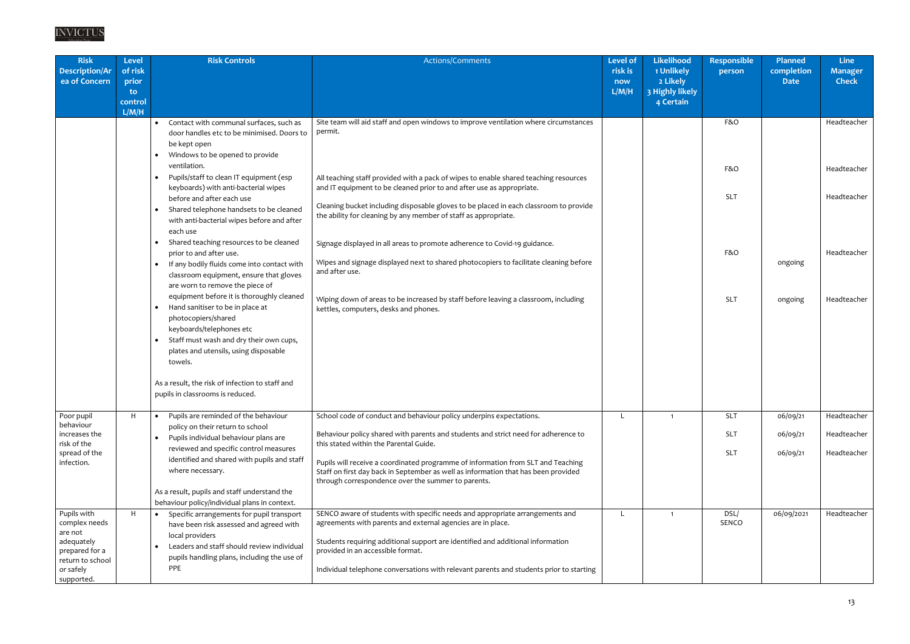| Risk Description/Area of Concern | Level of risk prior to control L/M/H | Risk Controls | Actions/Comments | Level of risk is now L/M/H | Likelihood 1 Unlikely 2 Likely 3 Highly likely 4 Certain | Responsible person | Planned completion Date | Line Manager Check |
|---|---|---|---|---|---|---|---|---|
| | | • Contact with communal surfaces, such as door handles etc to be minimised. Doors to be kept open<br>• Windows to be opened to provide ventilation.<br>• Pupils/staff to clean IT equipment (esp keyboards) with anti-bacterial wipes before and after each use<br>• Shared telephone handsets to be cleaned with anti-bacterial wipes before and after each use<br>• Shared teaching resources to be cleaned prior to and after use.<br>• If any bodily fluids come into contact with classroom equipment, ensure that gloves are worn to remove the piece of equipment before it is thoroughly cleaned<br>• Hand sanitiser to be in place at photocopiers/shared keyboards/telephones etc<br>• Staff must wash and dry their own cups, plates and utensils, using disposable towels.<br><br>As a result, the risk of infection to staff and pupils in classrooms is reduced. | Site team will aid staff and open windows to improve ventilation where circumstances permit.<br><br>All teaching staff provided with a pack of wipes to enable shared teaching resources and IT equipment to be cleaned prior to and after use as appropriate.<br><br>Cleaning bucket including disposable gloves to be placed in each classroom to provide the ability for cleaning by any member of staff as appropriate.<br><br>Signage displayed in all areas to promote adherence to Covid-19 guidance.<br><br>Wipes and signage displayed next to shared photocopiers to facilitate cleaning before and after use.<br><br>Wiping down of areas to be increased by staff before leaving a classroom, including kettles, computers, desks and phones. | | | F&O<br><br>F&O<br><br>SLT<br><br>F&O<br><br>SLT | <br><br><br><br><br><br>ongoing<br><br>ongoing | Headteacher<br><br>Headteacher<br><br>Headteacher<br><br>Headteacher<br><br>Headteacher |
| Poor pupil behaviour increases the risk of the spread of the infection. | H | • Pupils are reminded of the behaviour policy on their return to school<br>• Pupils individual behaviour plans are reviewed and specific control measures identified and shared with pupils and staff where necessary.<br><br>As a result, pupils and staff understand the behaviour policy/individual plans in context. | School code of conduct and behaviour policy underpins expectations.<br><br>Behaviour policy shared with parents and students and strict need for adherence to this stated within the Parental Guide.<br><br>Pupils will receive a coordinated programme of information from SLT and Teaching Staff on first day back in September as well as information that has been provided through correspondence over the summer to parents. | L | 1 | SLT<br><br>SLT<br><br>SLT | 06/09/21<br><br>06/09/21<br><br>06/09/21 | Headteacher<br><br>Headteacher<br><br>Headteacher |
| Pupils with complex needs are not adequately prepared for a return to school or safely supported. | H | • Specific arrangements for pupil transport have been risk assessed and agreed with local providers<br>• Leaders and staff should review individual pupils handling plans, including the use of PPE | SENCO aware of students with specific needs and appropriate arrangements and agreements with parents and external agencies are in place.<br><br>Students requiring additional support are identified and additional information provided in an accessible format.<br><br>Individual telephone conversations with relevant parents and students prior to starting | L | 1 | DSL/ SENCO | 06/09/2021 | Headteacher |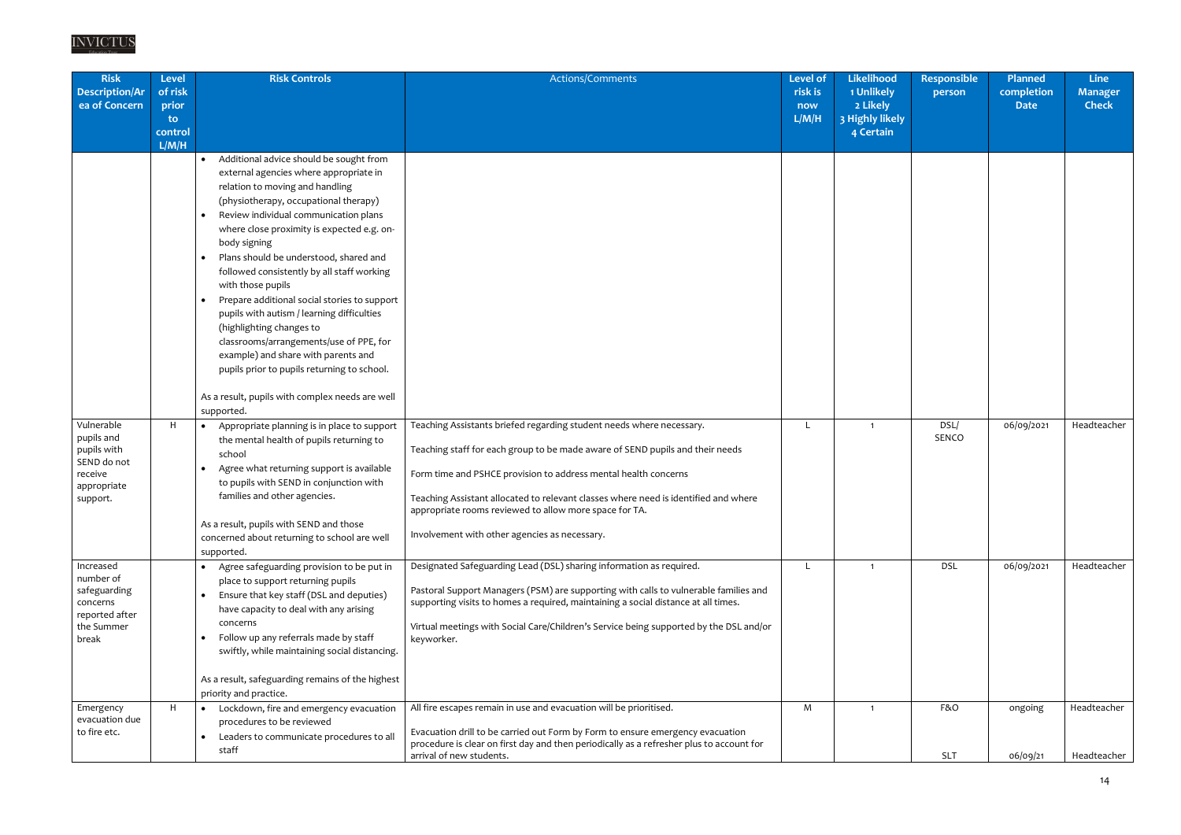| Risk Description/Area of Concern | Level of risk prior to control L/M/H | Risk Controls | Actions/Comments | Level of risk is now L/M/H | Likelihood 1 Unlikely 2 Likely 3 Highly likely 4 Certain | Responsible person | Planned completion Date | Line Manager Check |
|---|---|---|---|---|---|---|---|---|
| | | • Additional advice should be sought from external agencies where appropriate in relation to moving and handling (physiotherapy, occupational therapy)<br>• Review individual communication plans where close proximity is expected e.g. on-body signing<br>• Plans should be understood, shared and followed consistently by all staff working with those pupils<br>• Prepare additional social stories to support pupils with autism / learning difficulties (highlighting changes to classrooms/arrangements/use of PPE, for example) and share with parents and pupils prior to pupils returning to school.<br><br>As a result, pupils with complex needs are well supported. | | | | | | |
| Vulnerable pupils and pupils with SEND do not receive appropriate support. | H | • Appropriate planning is in place to support the mental health of pupils returning to school<br>• Agree what returning support is available to pupils with SEND in conjunction with families and other agencies.<br><br>As a result, pupils with SEND and those concerned about returning to school are well supported. | Teaching Assistants briefed regarding student needs where necessary.<br><br>Teaching staff for each group to be made aware of SEND pupils and their needs<br><br>Form time and PSHCE provision to address mental health concerns<br><br>Teaching Assistant allocated to relevant classes where need is identified and where appropriate rooms reviewed to allow more space for TA.<br><br>Involvement with other agencies as necessary. | L | 1 | DSL/ SENCO | 06/09/2021 | Headteacher |
| Increased number of safeguarding concerns reported after the Summer break | | • Agree safeguarding provision to be put in place to support returning pupils<br>• Ensure that key staff (DSL and deputies) have capacity to deal with any arising concerns<br>• Follow up any referrals made by staff swiftly, while maintaining social distancing.<br><br>As a result, safeguarding remains of the highest priority and practice. | Designated Safeguarding Lead (DSL) sharing information as required.<br><br>Pastoral Support Managers (PSM) are supporting with calls to vulnerable families and supporting visits to homes a required, maintaining a social distance at all times.<br><br>Virtual meetings with Social Care/Children's Service being supported by the DSL and/or keyworker. | L | 1 | DSL | 06/09/2021 | Headteacher |
| Emergency evacuation due to fire etc. | H | • Lockdown, fire and emergency evacuation procedures to be reviewed<br>• Leaders to communicate procedures to all staff | All fire escapes remain in use and evacuation will be prioritised.<br><br>Evacuation drill to be carried out Form by Form to ensure emergency evacuation procedure is clear on first day and then periodically as a refresher plus to account for arrival of new students. | M | 1 | F&O<br><br>SLT | ongoing<br><br>06/09/21 | Headteacher<br><br>Headteacher |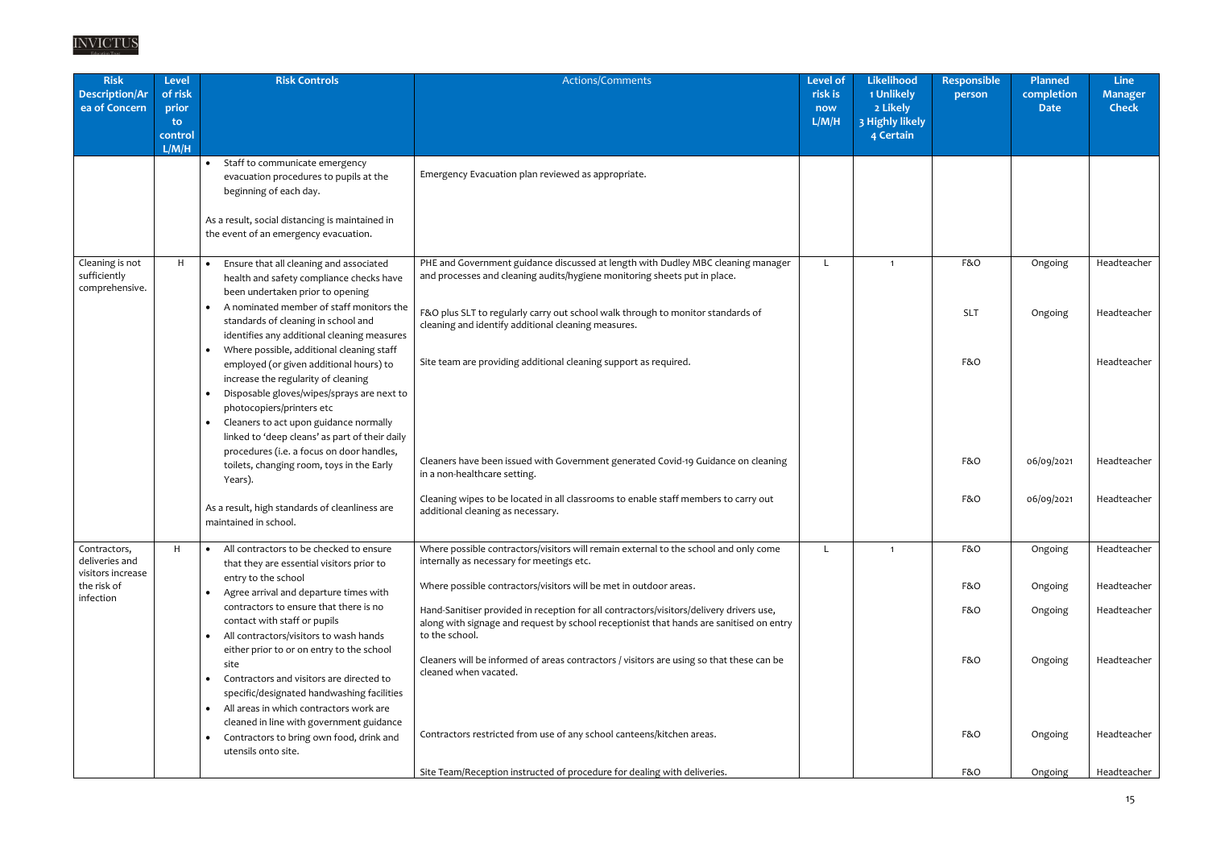INVICTUS

| Risk Description/Area of Concern | Level of risk prior to control L/M/H | Risk Controls | Actions/Comments | Level of risk is now L/M/H | Likelihood 1 Unlikely 2 Likely 3 Highly likely 4 Certain | Responsible person | Planned completion Date | Line Manager Check |
|---|---|---|---|---|---|---|---|---|
| | | • Staff to communicate emergency evacuation procedures to pupils at the beginning of each day.<br><br>As a result, social distancing is maintained in the event of an emergency evacuation. | Emergency Evacuation plan reviewed as appropriate. | | | | | |
| Cleaning is not sufficiently comprehensive. | H | • Ensure that all cleaning and associated health and safety compliance checks have been undertaken prior to opening<br>• A nominated member of staff monitors the standards of cleaning in school and identifies any additional cleaning measures<br>• Where possible, additional cleaning staff employed (or given additional hours) to increase the regularity of cleaning<br>• Disposable gloves/wipes/sprays are next to photocopiers/printers etc<br>• Cleaners to act upon guidance normally linked to 'deep cleans' as part of their daily procedures (i.e. a focus on door handles, toilets, changing room, toys in the Early Years).<br><br>As a result, high standards of cleanliness are maintained in school. | PHE and Government guidance discussed at length with Dudley MBC cleaning manager and processes and cleaning audits/hygiene monitoring sheets put in place. | L | 1 | F&O | Ongoing | Headteacher |
| | | | F&O plus SLT to regularly carry out school walk through to monitor standards of cleaning and identify additional cleaning measures. | | | SLT | Ongoing | Headteacher |
| | | | Site team are providing additional cleaning support as required. | | | F&O | | Headteacher |
| | | | Cleaners have been issued with Government generated Covid-19 Guidance on cleaning in a non-healthcare setting. | | | F&O | 06/09/2021 | Headteacher |
| | | | Cleaning wipes to be located in all classrooms to enable staff members to carry out additional cleaning as necessary. | | | F&O | 06/09/2021 | Headteacher |
| Contractors, deliveries and visitors increase the risk of infection | H | • All contractors to be checked to ensure that they are essential visitors prior to entry to the school<br>• Agree arrival and departure times with contractors to ensure that there is no contact with staff or pupils<br>• All contractors/visitors to wash hands either prior to or on entry to the school site<br>• Contractors and visitors are directed to specific/designated handwashing facilities<br>• All areas in which contractors work are cleaned in line with government guidance<br>• Contractors to bring own food, drink and utensils onto site. | Where possible contractors/visitors will remain external to the school and only come internally as necessary for meetings etc. | L | 1 | F&O | Ongoing | Headteacher |
| | | | Where possible contractors/visitors will be met in outdoor areas. | | | F&O | Ongoing | Headteacher |
| | | | Hand-Sanitiser provided in reception for all contractors/visitors/delivery drivers use, along with signage and request by school receptionist that hands are sanitised on entry to the school. | | | F&O | Ongoing | Headteacher |
| | | | Cleaners will be informed of areas contractors / visitors are using so that these can be cleaned when vacated. | | | F&O | Ongoing | Headteacher |
| | | | Contractors restricted from use of any school canteens/kitchen areas. | | | F&O | Ongoing | Headteacher |
| | | | Site Team/Reception instructed of procedure for dealing with deliveries. | | | F&O | Ongoing | Headteacher |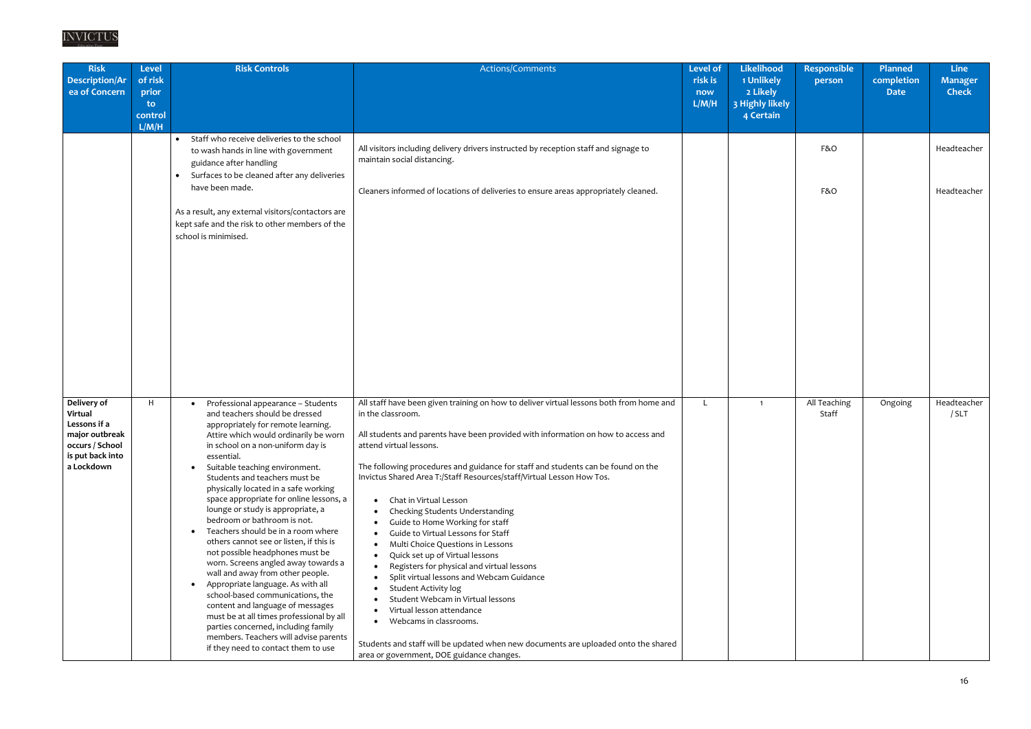| Risk Description/Area of Concern | Level of risk prior to control L/M/H | Risk Controls | Actions/Comments | Level of risk is now L/M/H | Likelihood 1 Unlikely 2 Likely 3 Highly likely 4 Certain | Responsible person | Planned completion Date | Line Manager Check |
|---|---|---|---|---|---|---|---|---|
| | | • Staff who receive deliveries to the school to wash hands in line with government guidance after handling<br>• Surfaces to be cleaned after any deliveries have been made.<br><br>As a result, any external visitors/contactors are kept safe and the risk to other members of the school is minimised. | All visitors including delivery drivers instructed by reception staff and signage to maintain social distancing.<br><br>Cleaners informed of locations of deliveries to ensure areas appropriately cleaned. | | | F&O<br><br>F&O | | Headteacher<br><br>Headteacher |
| **Delivery of Virtual Lessons if a major outbreak occurs / School is put back into a Lockdown** | H | • Professional appearance – Students and teachers should be dressed appropriately for remote learning. Attire which would ordinarily be worn in school on a non-uniform day is essential.<br>• Suitable teaching environment. Students and teachers must be physically located in a safe working space appropriate for online lessons, a lounge or study is appropriate, a bedroom or bathroom is not.<br>• Teachers should be in a room where others cannot see or listen, if this is not possible headphones must be worn. Screens angled away towards a wall and away from other people.<br>• Appropriate language. As with all school-based communications, the content and language of messages must be at all times professional by all parties concerned, including family members. Teachers will advise parents if they need to contact them to use | All staff have been given training on how to deliver virtual lessons both from home and in the classroom.<br><br>All students and parents have been provided with information on how to access and attend virtual lessons.<br><br>The following procedures and guidance for staff and students can be found on the Invictus Shared Area T:/Staff Resources/staff/Virtual Lesson How Tos.<br><br>• Chat in Virtual Lesson<br>• Checking Students Understanding<br>• Guide to Home Working for staff<br>• Guide to Virtual Lessons for Staff<br>• Multi Choice Questions in Lessons<br>• Quick set up of Virtual lessons<br>• Registers for physical and virtual lessons<br>• Split virtual lessons and Webcam Guidance<br>• Student Activity log<br>• Student Webcam in Virtual lessons<br>• Virtual lesson attendance<br>• Webcams in classrooms.<br><br>Students and staff will be updated when new documents are uploaded onto the shared area or government, DOE guidance changes. | L | 1 | All Teaching Staff | Ongoing | Headteacher / SLT |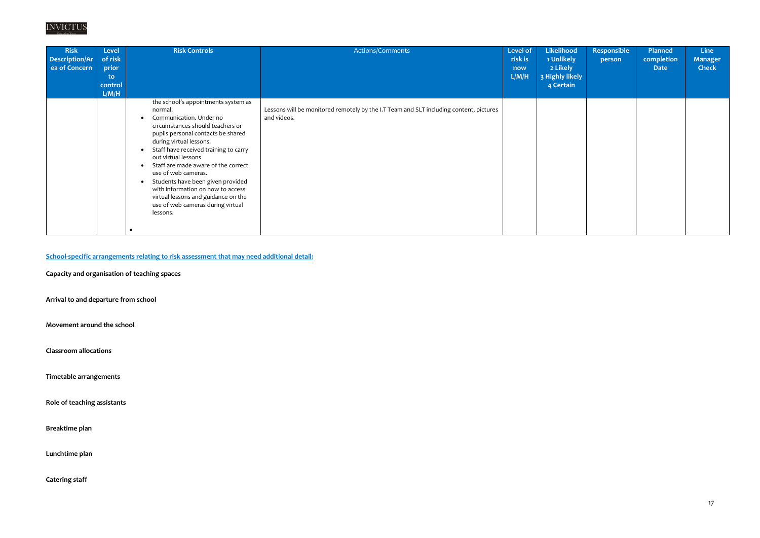| Risk Description/Area of Concern | Level of risk prior to control L/M/H | Risk Controls | Actions/Comments | Level of risk is now L/M/H | Likelihood 1 Unlikely 2 Likely 3 Highly likely 4 Certain | Responsible person | Planned completion Date | Line Manager Check |
|---|---|---|---|---|---|---|---|---|
| | | the school's appointments system as normal.<br>• Communication. Under no circumstances should teachers or pupils personal contacts be shared during virtual lessons.<br>• Staff have received training to carry out virtual lessons<br>• Staff are made aware of the correct use of web cameras.<br>• Students have been given provided with information on how to access virtual lessons and guidance on the use of web cameras during virtual lessons.<br>• | Lessons will be monitored remotely by the I.T Team and SLT including content, pictures and videos. | | | | | |

**School-specific arrangements relating to risk assessment that may need additional detail:**

**Capacity and organisation of teaching spaces**

**Arrival to and departure from school**

**Movement around the school**

**Classroom allocations**

**Timetable arrangements**

**Role of teaching assistants**

**Breaktime plan**

**Lunchtime plan**

**Catering staff**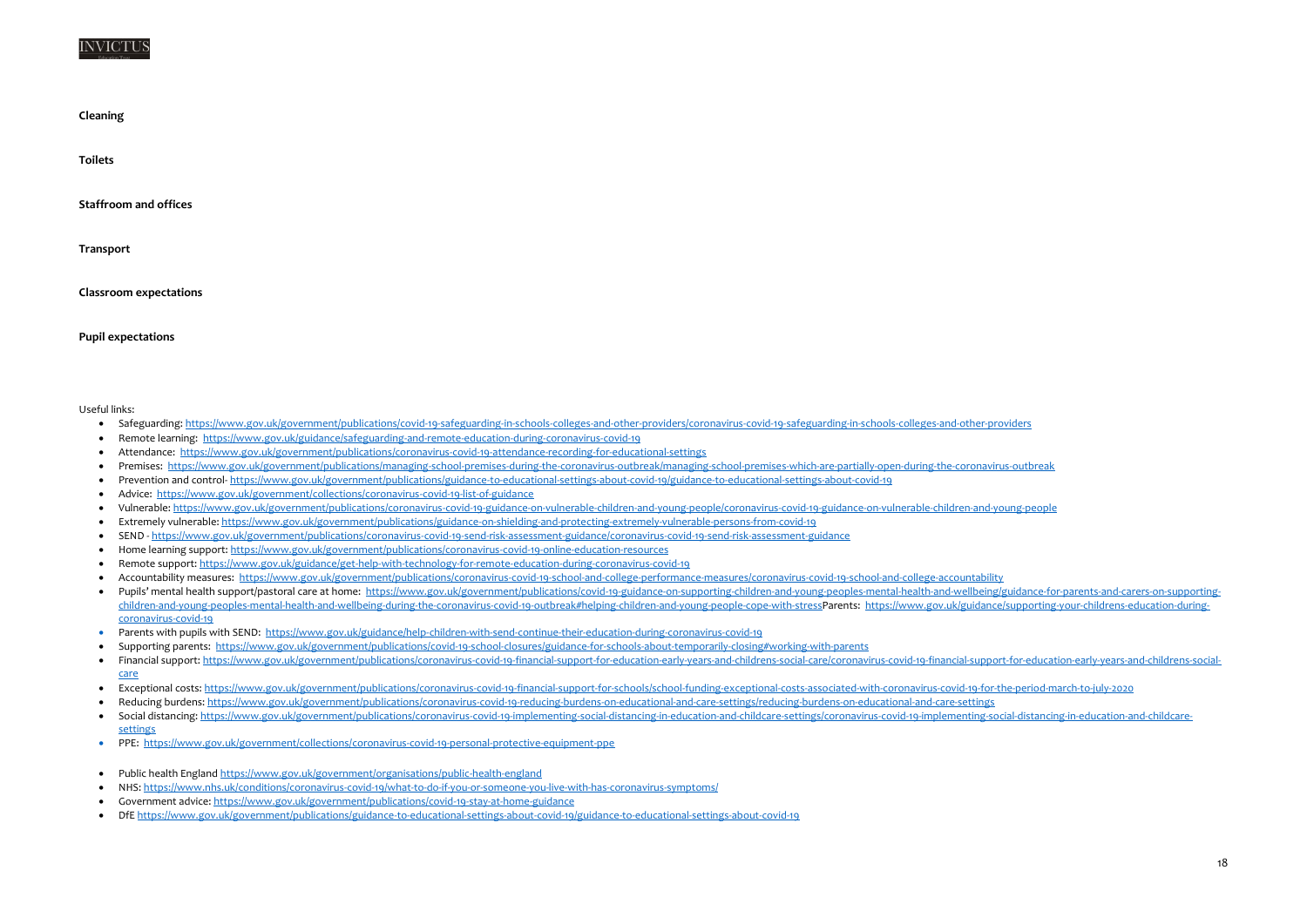**Cleaning**

**Toilets**

**Staffroom and offices**

**Transport**

**Classroom expectations**

**Pupil expectations**

Useful links:

- Safeguarding: https://www.gov.uk/government/publications/covid-19-safeguarding-in-schools-colleges-and-other-providers/coronavirus-covid-19-safeguarding-in-schools-colleges-and-other-providers
- Remote learning: https://www.gov.uk/guidance/safeguarding-and-remote-education-during-coronavirus-covid-19
- Attendance: https://www.gov.uk/government/publications/coronavirus-covid-19-attendance-recording-for-educational-settings
- Premises: https://www.gov.uk/government/publications/managing-school-premises-during-the-coronavirus-outbreak/managing-school-premises-which-are-partially-open-during-the-coronavirus-outbreak
- Prevention and control- https://www.gov.uk/government/publications/guidance-to-educational-settings-about-covid-19/guidance-to-educational-settings-about-covid-19
- Advice: https://www.gov.uk/government/collections/coronavirus-covid-19-list-of-guidance
- Vulnerable: https://www.gov.uk/government/publications/coronavirus-covid-19-guidance-on-vulnerable-children-and-young-people/coronavirus-covid-19-guidance-on-vulnerable-children-and-young-people
- Extremely vulnerable: https://www.gov.uk/government/publications/guidance-on-shielding-and-protecting-extremely-vulnerable-persons-from-covid-19
- SEND - https://www.gov.uk/government/publications/coronavirus-covid-19-send-risk-assessment-guidance/coronavirus-covid-19-send-risk-assessment-guidance
- Home learning support: https://www.gov.uk/government/publications/coronavirus-covid-19-online-education-resources
- Remote support: https://www.gov.uk/guidance/get-help-with-technology-for-remote-education-during-coronavirus-covid-19
- Accountability measures: https://www.gov.uk/government/publications/coronavirus-covid-19-school-and-college-performance-measures/coronavirus-covid-19-school-and-college-accountability
- Pupils' mental health support/pastoral care at home: https://www.gov.uk/government/publications/covid-19-guidance-on-supporting-children-and-young-peoples-mental-health-and-wellbeing/guidance-for-parents-and-carers-on-supporting-children-and-young-peoples-mental-health-and-wellbeing-during-the-coronavirus-covid-19-outbreak#helping-children-and-young-people-cope-with-stressParents: https://www.gov.uk/guidance/supporting-your-childrens-education-during-coronavirus-covid-19
- Parents with pupils with SEND: https://www.gov.uk/guidance/help-children-with-send-continue-their-education-during-coronavirus-covid-19
- Supporting parents: https://www.gov.uk/government/publications/covid-19-school-closures/guidance-for-schools-about-temporarily-closing#working-with-parents
- Financial support: https://www.gov.uk/government/publications/coronavirus-covid-19-financial-support-for-education-early-years-and-childrens-social-care/coronavirus-covid-19-financial-support-for-education-early-years-and-childrens-social-care
- Exceptional costs: https://www.gov.uk/government/publications/coronavirus-covid-19-financial-support-for-schools/school-funding-exceptional-costs-associated-with-coronavirus-covid-19-for-the-period-march-to-july-2020
- Reducing burdens: https://www.gov.uk/government/publications/coronavirus-covid-19-reducing-burdens-on-educational-and-care-settings/reducing-burdens-on-educational-and-care-settings
- Social distancing: https://www.gov.uk/government/publications/coronavirus-covid-19-implementing-social-distancing-in-education-and-childcare-settings/coronavirus-covid-19-implementing-social-distancing-in-education-and-childcare-settings
- PPE: https://www.gov.uk/government/collections/coronavirus-covid-19-personal-protective-equipment-ppe

- Public health England https://www.gov.uk/government/organisations/public-health-england
- NHS: https://www.nhs.uk/conditions/coronavirus-covid-19/what-to-do-if-you-or-someone-you-live-with-has-coronavirus-symptoms/
- Government advice: https://www.gov.uk/government/publications/covid-19-stay-at-home-guidance
- DfE https://www.gov.uk/government/publications/guidance-to-educational-settings-about-covid-19/guidance-to-educational-settings-about-covid-19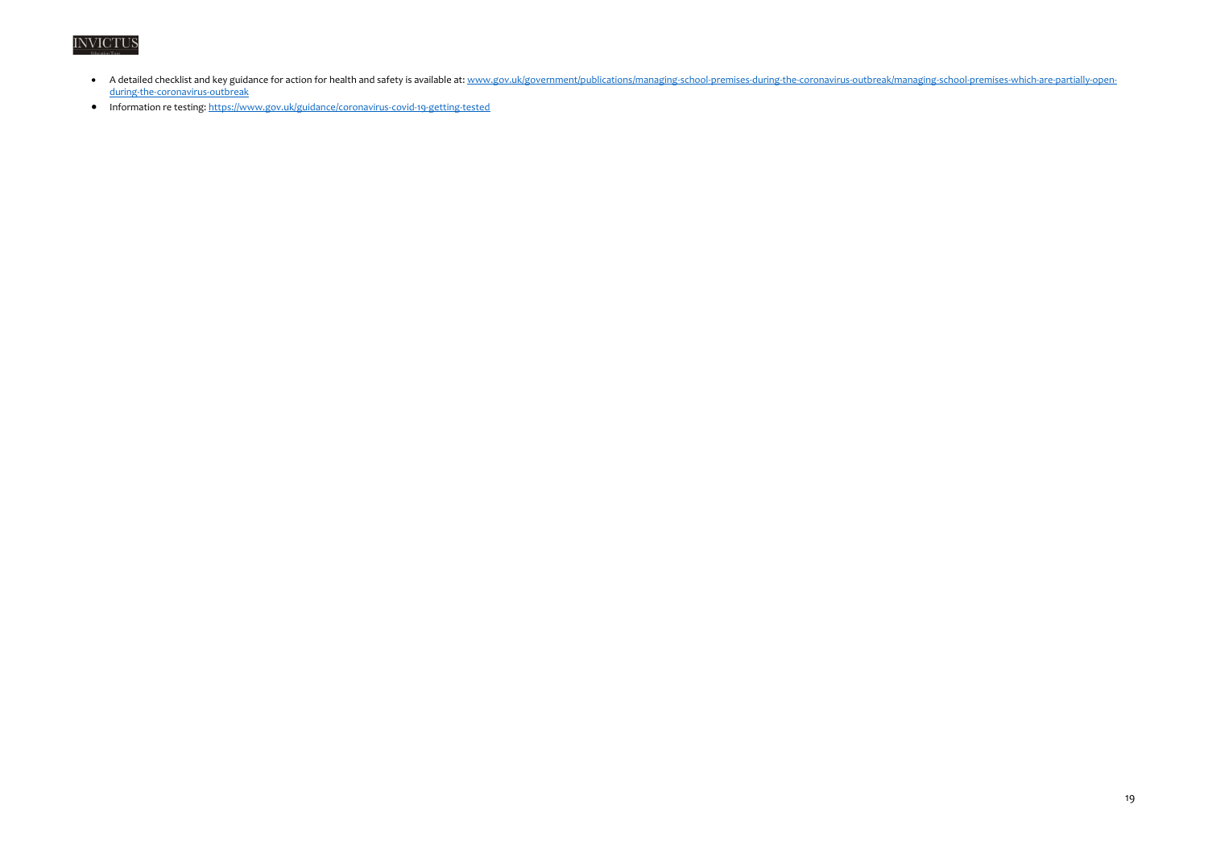- A detailed checklist and key guidance for action for health and safety is available at: [www.gov.uk/government/publications/managing-school-premises-during-the-coronavirus-outbreak/managing-school-premises-which-are-partially-open-during-the-coronavirus-outbreak](www.gov.uk/government/publications/managing-school-premises-during-the-coronavirus-outbreak/managing-school-premises-which-are-partially-open-during-the-coronavirus-outbreak)
- Information re testing: [https://www.gov.uk/guidance/coronavirus-covid-19-getting-tested](https://www.gov.uk/guidance/coronavirus-covid-19-getting-tested)